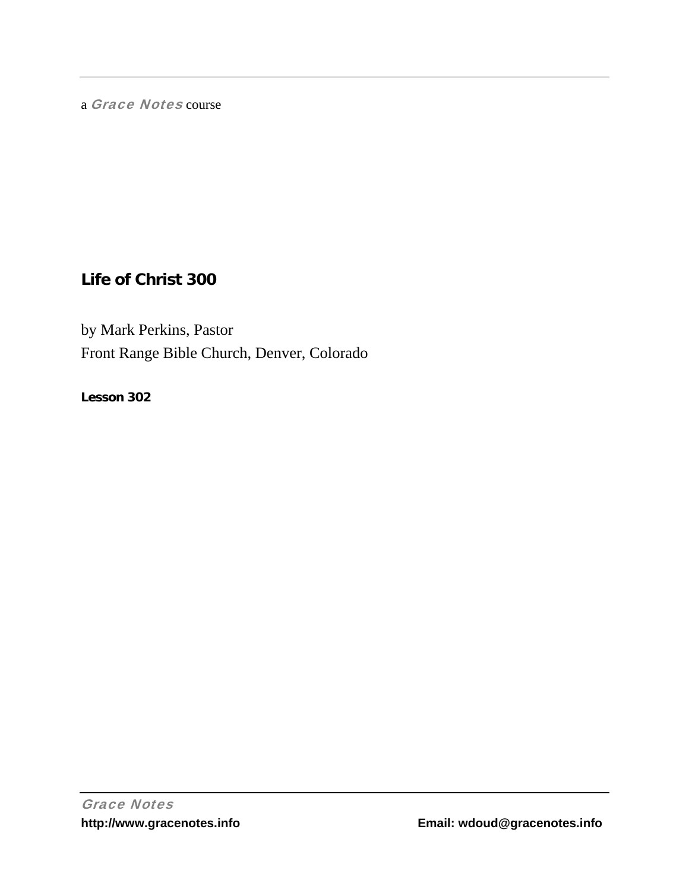a *Grace Notes* course

# Life of Christ 300

by Mark Perkins, Pastor

Front Range Bible Church, Denver, Colorado

**Lesson 302**

*Grace Notes*

**http://www.gracenotes.info** **Email: wdoud@gracenotes.info**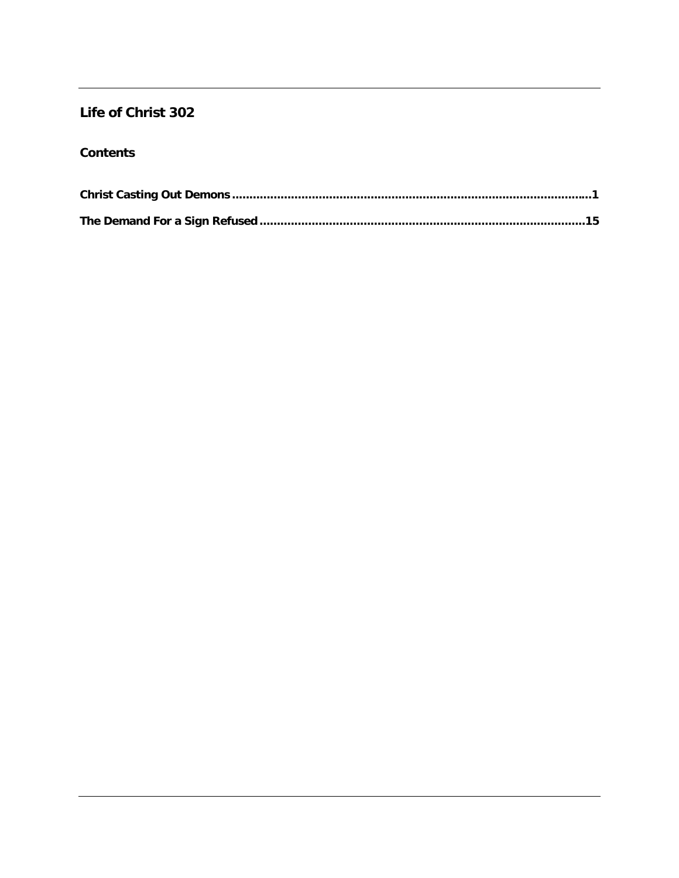# Life of Christ 302

## Contents

**Christ Casting Out Demons ........................................................................................................1**

**The Demand For a Sign Refused ..............................................................................................15**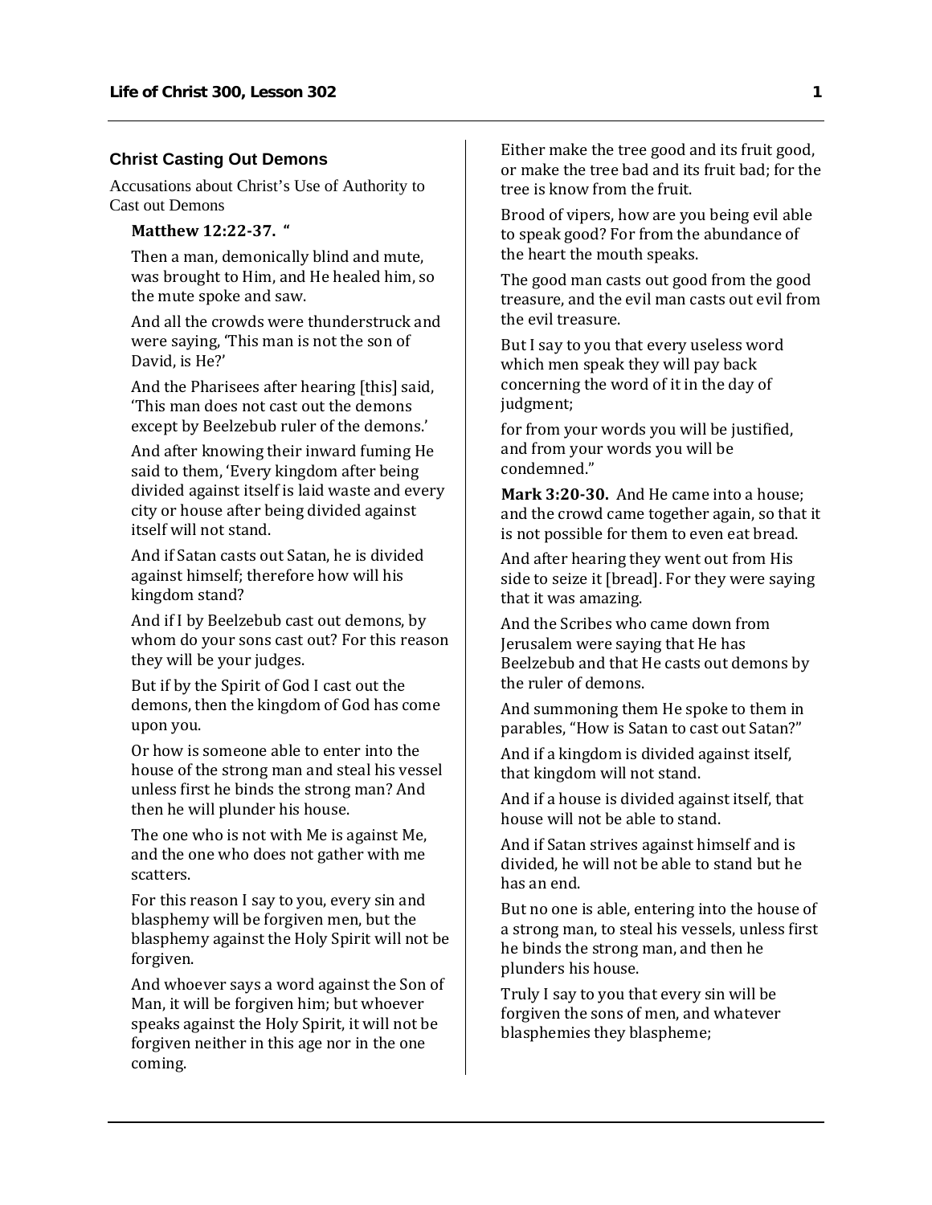### Christ Casting Out Demons

Accusations about Christ's Use of Authority to Cast out Demons

**Matthew 12:22-37. "**

Then a man, demonically blind and mute, was brought to Him, and He healed him, so the mute spoke and saw.

And all the crowds were thunderstruck and were saying, 'This man is not the son of David, is He?'

And the Pharisees after hearing [this] said, 'This man does not cast out the demons except by Beelzebub ruler of the demons.'

And after knowing their inward fuming He said to them, 'Every kingdom after being divided against itself is laid waste and every city or house after being divided against itself will not stand.

And if Satan casts out Satan, he is divided against himself; therefore how will his kingdom stand?

And if I by Beelzebub cast out demons, by whom do your sons cast out? For this reason they will be your judges.

But if by the Spirit of God I cast out the demons, then the kingdom of God has come upon you.

Or how is someone able to enter into the house of the strong man and steal his vessel unless first he binds the strong man? And then he will plunder his house.

The one who is not with Me is against Me, and the one who does not gather with me scatters.

For this reason I say to you, every sin and blasphemy will be forgiven men, but the blasphemy against the Holy Spirit will not be forgiven.

And whoever says a word against the Son of Man, it will be forgiven him; but whoever speaks against the Holy Spirit, it will not be forgiven neither in this age nor in the one coming.

Either make the tree good and its fruit good, or make the tree bad and its fruit bad; for the tree is know from the fruit.

Brood of vipers, how are you being evil able to speak good? For from the abundance of the heart the mouth speaks.

The good man casts out good from the good treasure, and the evil man casts out evil from the evil treasure.

But I say to you that every useless word which men speak they will pay back concerning the word of it in the day of judgment;

for from your words you will be justified, and from your words you will be condemned."

**Mark 3:20-30.** And He came into a house; and the crowd came together again, so that it is not possible for them to even eat bread.

And after hearing they went out from His side to seize it [bread]. For they were saying that it was amazing.

And the Scribes who came down from Jerusalem were saying that He has Beelzebub and that He casts out demons by the ruler of demons.

And summoning them He spoke to them in parables, "How is Satan to cast out Satan?"

And if a kingdom is divided against itself, that kingdom will not stand.

And if a house is divided against itself, that house will not be able to stand.

And if Satan strives against himself and is divided, he will not be able to stand but he has an end.

But no one is able, entering into the house of a strong man, to steal his vessels, unless first he binds the strong man, and then he plunders his house.

Truly I say to you that every sin will be forgiven the sons of men, and whatever blasphemies they blaspheme;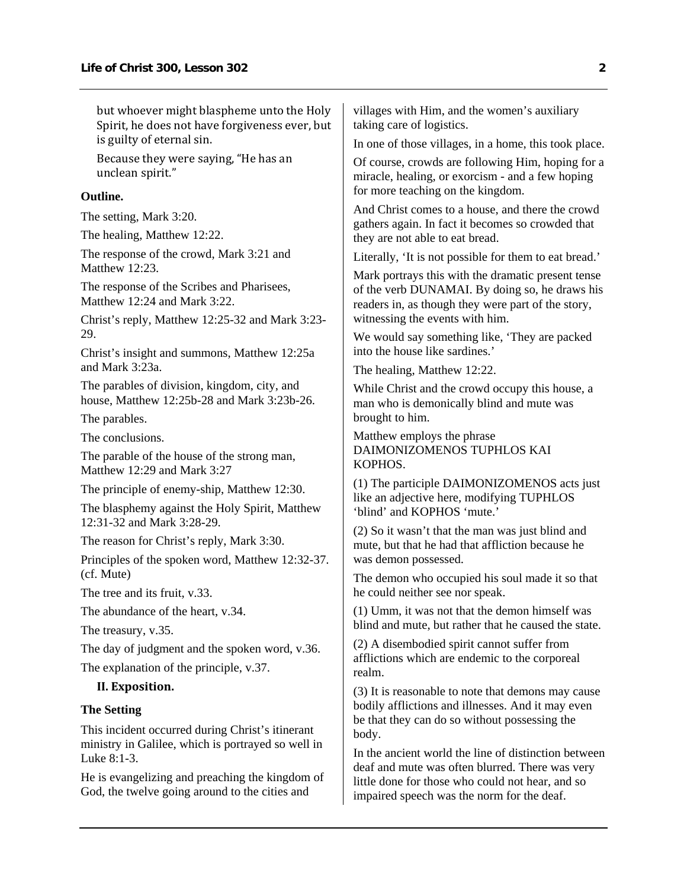but whoever might blaspheme unto the Holy Spirit, he does not have forgiveness ever, but is guilty of eternal sin.

Because they were saying, "He has an unclean spirit."

**Outline.**

The setting, Mark 3:20.

The healing, Matthew 12:22.

The response of the crowd, Mark 3:21 and Matthew 12:23.

The response of the Scribes and Pharisees, Matthew 12:24 and Mark 3:22.

Christ's reply, Matthew 12:25-32 and Mark 3:23-29.

Christ's insight and summons, Matthew 12:25a and Mark 3:23a.

The parables of division, kingdom, city, and house, Matthew 12:25b-28 and Mark 3:23b-26.

The parables.

The conclusions.

The parable of the house of the strong man, Matthew 12:29 and Mark 3:27

The principle of enemy-ship, Matthew 12:30.

The blasphemy against the Holy Spirit, Matthew 12:31-32 and Mark 3:28-29.

The reason for Christ's reply, Mark 3:30.

Principles of the spoken word, Matthew 12:32-37. (cf. Mute)

The tree and its fruit, v.33.

The abundance of the heart, v.34.

The treasury, v.35.

The day of judgment and the spoken word, v.36.

The explanation of the principle, v.37.

## II. Exposition.

**The Setting**

This incident occurred during Christ's itinerant ministry in Galilee, which is portrayed so well in Luke 8:1-3.

He is evangelizing and preaching the kingdom of God, the twelve going around to the cities and villages with Him, and the women's auxiliary taking care of logistics.

In one of those villages, in a home, this took place.

Of course, crowds are following Him, hoping for a miracle, healing, or exorcism - and a few hoping for more teaching on the kingdom.

And Christ comes to a house, and there the crowd gathers again. In fact it becomes so crowded that they are not able to eat bread.

Literally, 'It is not possible for them to eat bread.'

Mark portrays this with the dramatic present tense of the verb DUNAMAI. By doing so, he draws his readers in, as though they were part of the story, witnessing the events with him.

We would say something like, 'They are packed into the house like sardines.'

The healing, Matthew 12:22.

While Christ and the crowd occupy this house, a man who is demonically blind and mute was brought to him.

Matthew employs the phrase DAIMONIZOMENOS TUPHLOS KAI KOPHOS.

(1) The participle DAIMONIZOMENOS acts just like an adjective here, modifying TUPHLOS 'blind' and KOPHOS 'mute.'

(2) So it wasn't that the man was just blind and mute, but that he had that affliction because he was demon possessed.

The demon who occupied his soul made it so that he could neither see nor speak.

(1) Umm, it was not that the demon himself was blind and mute, but rather that he caused the state.

(2) A disembodied spirit cannot suffer from afflictions which are endemic to the corporeal realm.

(3) It is reasonable to note that demons may cause bodily afflictions and illnesses. And it may even be that they can do so without possessing the body.

In the ancient world the line of distinction between deaf and mute was often blurred. There was very little done for those who could not hear, and so impaired speech was the norm for the deaf.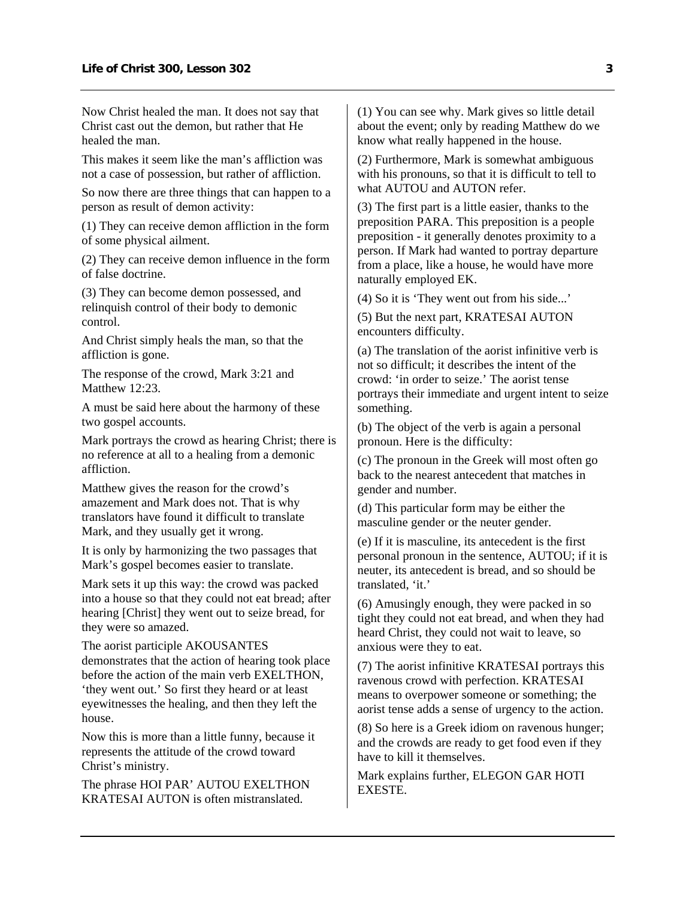Now Christ healed the man. It does not say that Christ cast out the demon, but rather that He healed the man.

This makes it seem like the man's affliction was not a case of possession, but rather of affliction.

So now there are three things that can happen to a person as result of demon activity:

(1) They can receive demon affliction in the form of some physical ailment.

(2) They can receive demon influence in the form of false doctrine.

(3) They can become demon possessed, and relinquish control of their body to demonic control.

And Christ simply heals the man, so that the affliction is gone.

The response of the crowd, Mark 3:21 and Matthew 12:23.

A must be said here about the harmony of these two gospel accounts.

Mark portrays the crowd as hearing Christ; there is no reference at all to a healing from a demonic affliction.

Matthew gives the reason for the crowd's amazement and Mark does not. That is why translators have found it difficult to translate Mark, and they usually get it wrong.

It is only by harmonizing the two passages that Mark's gospel becomes easier to translate.

Mark sets it up this way: the crowd was packed into a house so that they could not eat bread; after hearing [Christ] they went out to seize bread, for they were so amazed.

The aorist participle AKOUSANTES demonstrates that the action of hearing took place before the action of the main verb EXELTHON, 'they went out.' So first they heard or at least eyewitnesses the healing, and then they left the house.

Now this is more than a little funny, because it represents the attitude of the crowd toward Christ's ministry.

The phrase HOI PAR' AUTOU EXELTHON KRATESAI AUTON is often mistranslated.

(1) You can see why. Mark gives so little detail about the event; only by reading Matthew do we know what really happened in the house.

(2) Furthermore, Mark is somewhat ambiguous with his pronouns, so that it is difficult to tell to what AUTOU and AUTON refer.

(3) The first part is a little easier, thanks to the preposition PARA. This preposition is a people preposition - it generally denotes proximity to a person. If Mark had wanted to portray departure from a place, like a house, he would have more naturally employed EK.

(4) So it is 'They went out from his side...'

(5) But the next part, KRATESAI AUTON encounters difficulty.

(a) The translation of the aorist infinitive verb is not so difficult; it describes the intent of the crowd: 'in order to seize.' The aorist tense portrays their immediate and urgent intent to seize something.

(b) The object of the verb is again a personal pronoun. Here is the difficulty:

(c) The pronoun in the Greek will most often go back to the nearest antecedent that matches in gender and number.

(d) This particular form may be either the masculine gender or the neuter gender.

(e) If it is masculine, its antecedent is the first personal pronoun in the sentence, AUTOU; if it is neuter, its antecedent is bread, and so should be translated, 'it.'

(6) Amusingly enough, they were packed in so tight they could not eat bread, and when they had heard Christ, they could not wait to leave, so anxious were they to eat.

(7) The aorist infinitive KRATESAI portrays this ravenous crowd with perfection. KRATESAI means to overpower someone or something; the aorist tense adds a sense of urgency to the action.

(8) So here is a Greek idiom on ravenous hunger; and the crowds are ready to get food even if they have to kill it themselves.

Mark explains further, ELEGON GAR HOTI EXESTE.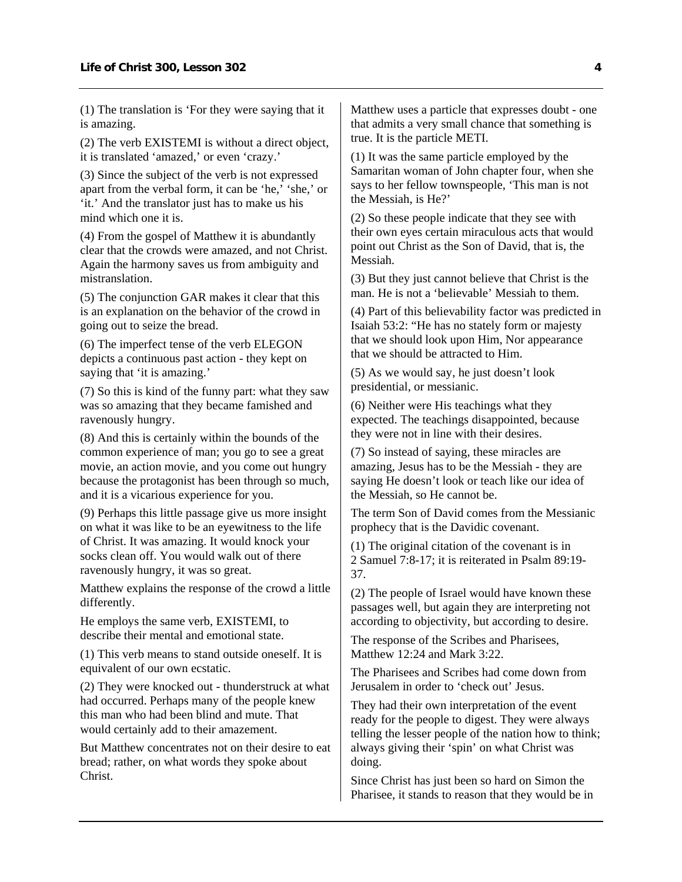(1) The translation is 'For they were saying that it is amazing.

(2) The verb EXISTEMI is without a direct object, it is translated 'amazed,' or even 'crazy.'

(3) Since the subject of the verb is not expressed apart from the verbal form, it can be 'he,' 'she,' or 'it.' And the translator just has to make us his mind which one it is.

(4) From the gospel of Matthew it is abundantly clear that the crowds were amazed, and not Christ. Again the harmony saves us from ambiguity and mistranslation.

(5) The conjunction GAR makes it clear that this is an explanation on the behavior of the crowd in going out to seize the bread.

(6) The imperfect tense of the verb ELEGON depicts a continuous past action - they kept on saying that 'it is amazing.'

(7) So this is kind of the funny part: what they saw was so amazing that they became famished and ravenously hungry.

(8) And this is certainly within the bounds of the common experience of man; you go to see a great movie, an action movie, and you come out hungry because the protagonist has been through so much, and it is a vicarious experience for you.

(9) Perhaps this little passage give us more insight on what it was like to be an eyewitness to the life of Christ. It was amazing. It would knock your socks clean off. You would walk out of there ravenously hungry, it was so great.

Matthew explains the response of the crowd a little differently.

He employs the same verb, EXISTEMI, to describe their mental and emotional state.

(1) This verb means to stand outside oneself. It is equivalent of our own ecstatic.

(2) They were knocked out - thunderstruck at what had occurred. Perhaps many of the people knew this man who had been blind and mute. That would certainly add to their amazement.

But Matthew concentrates not on their desire to eat bread; rather, on what words they spoke about Christ.

Matthew uses a particle that expresses doubt - one that admits a very small chance that something is true. It is the particle METI.

(1) It was the same particle employed by the Samaritan woman of John chapter four, when she says to her fellow townspeople, 'This man is not the Messiah, is He?'

(2) So these people indicate that they see with their own eyes certain miraculous acts that would point out Christ as the Son of David, that is, the Messiah.

(3) But they just cannot believe that Christ is the man. He is not a 'believable' Messiah to them.

(4) Part of this believability factor was predicted in Isaiah 53:2: "He has no stately form or majesty that we should look upon Him, Nor appearance that we should be attracted to Him.

(5) As we would say, he just doesn't look presidential, or messianic.

(6) Neither were His teachings what they expected. The teachings disappointed, because they were not in line with their desires.

(7) So instead of saying, these miracles are amazing, Jesus has to be the Messiah - they are saying He doesn't look or teach like our idea of the Messiah, so He cannot be.

The term Son of David comes from the Messianic prophecy that is the Davidic covenant.

(1) The original citation of the covenant is in 2 Samuel 7:8-17; it is reiterated in Psalm 89:19-37.

(2) The people of Israel would have known these passages well, but again they are interpreting not according to objectivity, but according to desire.

The response of the Scribes and Pharisees, Matthew 12:24 and Mark 3:22.

The Pharisees and Scribes had come down from Jerusalem in order to 'check out' Jesus.

They had their own interpretation of the event ready for the people to digest. They were always telling the lesser people of the nation how to think; always giving their 'spin' on what Christ was doing.

Since Christ has just been so hard on Simon the Pharisee, it stands to reason that they would be in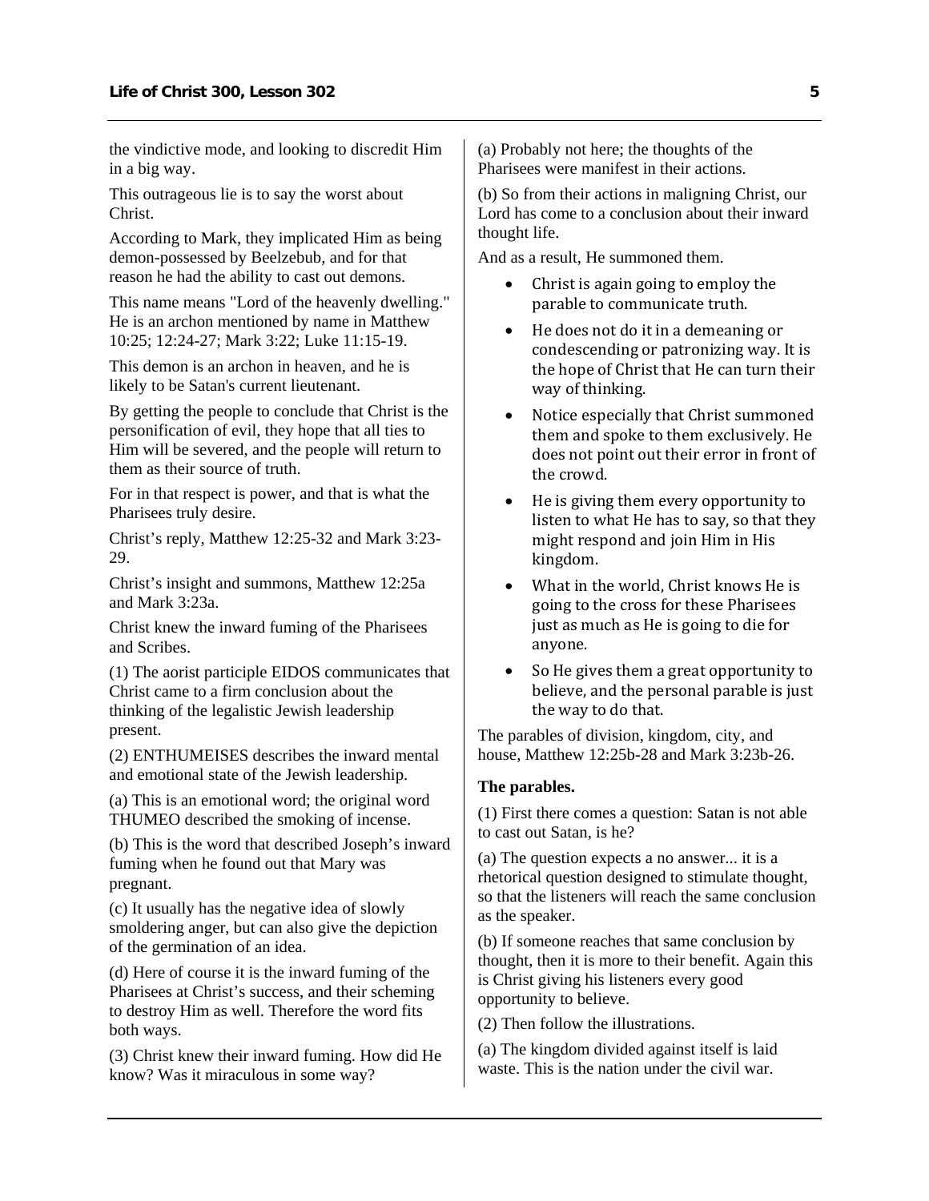the vindictive mode, and looking to discredit Him in a big way.

This outrageous lie is to say the worst about Christ.

According to Mark, they implicated Him as being demon-possessed by Beelzebub, and for that reason he had the ability to cast out demons.

This name means "Lord of the heavenly dwelling." He is an archon mentioned by name in Matthew 10:25; 12:24-27; Mark 3:22; Luke 11:15-19.

This demon is an archon in heaven, and he is likely to be Satan's current lieutenant.

By getting the people to conclude that Christ is the personification of evil, they hope that all ties to Him will be severed, and the people will return to them as their source of truth.

For in that respect is power, and that is what the Pharisees truly desire.

Christ's reply, Matthew 12:25-32 and Mark 3:23-29.

Christ's insight and summons, Matthew 12:25a and Mark 3:23a.

Christ knew the inward fuming of the Pharisees and Scribes.

(1) The aorist participle EIDOS communicates that Christ came to a firm conclusion about the thinking of the legalistic Jewish leadership present.

(2) ENTHUMEISES describes the inward mental and emotional state of the Jewish leadership.

(a) This is an emotional word; the original word THUMEO described the smoking of incense.

(b) This is the word that described Joseph's inward fuming when he found out that Mary was pregnant.

(c) It usually has the negative idea of slowly smoldering anger, but can also give the depiction of the germination of an idea.

(d) Here of course it is the inward fuming of the Pharisees at Christ's success, and their scheming to destroy Him as well. Therefore the word fits both ways.

(3) Christ knew their inward fuming. How did He know? Was it miraculous in some way?

(a) Probably not here; the thoughts of the Pharisees were manifest in their actions.

(b) So from their actions in maligning Christ, our Lord has come to a conclusion about their inward thought life.

And as a result, He summoned them.

- Christ is again going to employ the parable to communicate truth.
- He does not do it in a demeaning or condescending or patronizing way. It is the hope of Christ that He can turn their way of thinking.
- Notice especially that Christ summoned them and spoke to them exclusively. He does not point out their error in front of the crowd.
- He is giving them every opportunity to listen to what He has to say, so that they might respond and join Him in His kingdom.
- What in the world, Christ knows He is going to the cross for these Pharisees just as much as He is going to die for anyone.
- So He gives them a great opportunity to believe, and the personal parable is just the way to do that.

The parables of division, kingdom, city, and house, Matthew 12:25b-28 and Mark 3:23b-26.

**The parables.**

(1) First there comes a question: Satan is not able to cast out Satan, is he?

(a) The question expects a no answer... it is a rhetorical question designed to stimulate thought, so that the listeners will reach the same conclusion as the speaker.

(b) If someone reaches that same conclusion by thought, then it is more to their benefit. Again this is Christ giving his listeners every good opportunity to believe.

(2) Then follow the illustrations.

(a) The kingdom divided against itself is laid waste. This is the nation under the civil war.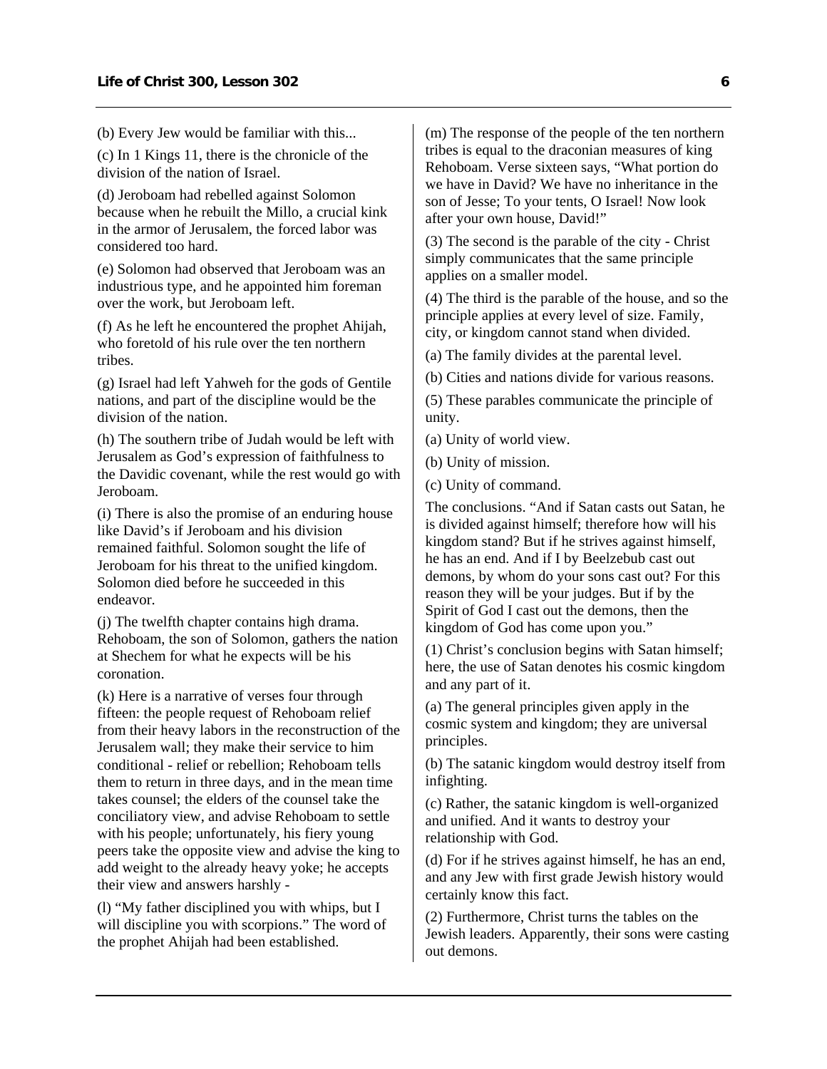(b) Every Jew would be familiar with this...

(c) In 1 Kings 11, there is the chronicle of the division of the nation of Israel.

(d) Jeroboam had rebelled against Solomon because when he rebuilt the Millo, a crucial kink in the armor of Jerusalem, the forced labor was considered too hard.

(e) Solomon had observed that Jeroboam was an industrious type, and he appointed him foreman over the work, but Jeroboam left.

(f) As he left he encountered the prophet Ahijah, who foretold of his rule over the ten northern tribes.

(g) Israel had left Yahweh for the gods of Gentile nations, and part of the discipline would be the division of the nation.

(h) The southern tribe of Judah would be left with Jerusalem as God's expression of faithfulness to the Davidic covenant, while the rest would go with Jeroboam.

(i) There is also the promise of an enduring house like David's if Jeroboam and his division remained faithful. Solomon sought the life of Jeroboam for his threat to the unified kingdom. Solomon died before he succeeded in this endeavor.

(j) The twelfth chapter contains high drama. Rehoboam, the son of Solomon, gathers the nation at Shechem for what he expects will be his coronation.

(k) Here is a narrative of verses four through fifteen: the people request of Rehoboam relief from their heavy labors in the reconstruction of the Jerusalem wall; they make their service to him conditional - relief or rebellion; Rehoboam tells them to return in three days, and in the mean time takes counsel; the elders of the counsel take the conciliatory view, and advise Rehoboam to settle with his people; unfortunately, his fiery young peers take the opposite view and advise the king to add weight to the already heavy yoke; he accepts their view and answers harshly -

(l) "My father disciplined you with whips, but I will discipline you with scorpions." The word of the prophet Ahijah had been established.

(m) The response of the people of the ten northern tribes is equal to the draconian measures of king Rehoboam. Verse sixteen says, "What portion do we have in David? We have no inheritance in the son of Jesse; To your tents, O Israel! Now look after your own house, David!"

(3) The second is the parable of the city - Christ simply communicates that the same principle applies on a smaller model.

(4) The third is the parable of the house, and so the principle applies at every level of size. Family, city, or kingdom cannot stand when divided.

(a) The family divides at the parental level.

(b) Cities and nations divide for various reasons.

(5) These parables communicate the principle of unity.

(a) Unity of world view.

(b) Unity of mission.

(c) Unity of command.

The conclusions. "And if Satan casts out Satan, he is divided against himself; therefore how will his kingdom stand? But if he strives against himself, he has an end. And if I by Beelzebub cast out demons, by whom do your sons cast out? For this reason they will be your judges. But if by the Spirit of God I cast out the demons, then the kingdom of God has come upon you."

(1) Christ's conclusion begins with Satan himself; here, the use of Satan denotes his cosmic kingdom and any part of it.

(a) The general principles given apply in the cosmic system and kingdom; they are universal principles.

(b) The satanic kingdom would destroy itself from infighting.

(c) Rather, the satanic kingdom is well-organized and unified. And it wants to destroy your relationship with God.

(d) For if he strives against himself, he has an end, and any Jew with first grade Jewish history would certainly know this fact.

(2) Furthermore, Christ turns the tables on the Jewish leaders. Apparently, their sons were casting out demons.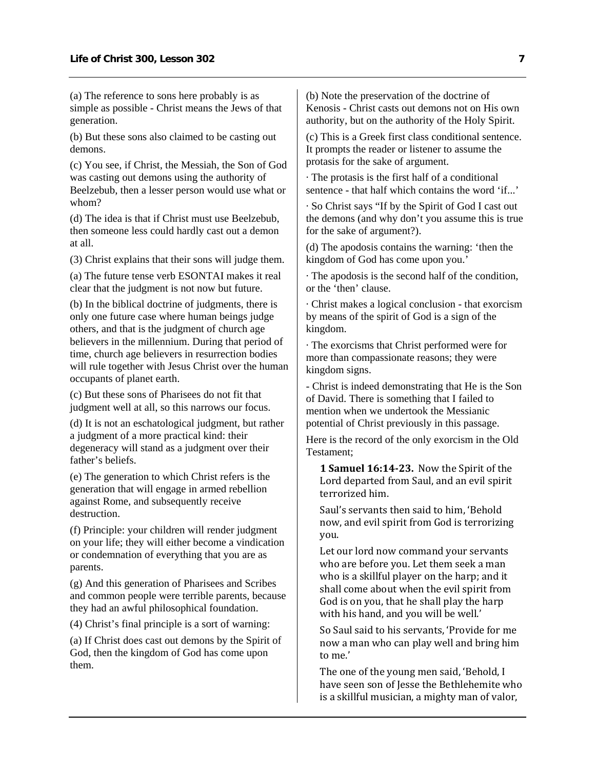(a) The reference to sons here probably is as simple as possible - Christ means the Jews of that generation.

(b) But these sons also claimed to be casting out demons.

(c) You see, if Christ, the Messiah, the Son of God was casting out demons using the authority of Beelzebub, then a lesser person would use what or whom?

(d) The idea is that if Christ must use Beelzebub, then someone less could hardly cast out a demon at all.

(3) Christ explains that their sons will judge them.

(a) The future tense verb ESONTAI makes it real clear that the judgment is not now but future.

(b) In the biblical doctrine of judgments, there is only one future case where human beings judge others, and that is the judgment of church age believers in the millennium. During that period of time, church age believers in resurrection bodies will rule together with Jesus Christ over the human occupants of planet earth.

(c) But these sons of Pharisees do not fit that judgment well at all, so this narrows our focus.

(d) It is not an eschatological judgment, but rather a judgment of a more practical kind: their degeneracy will stand as a judgment over their father's beliefs.

(e) The generation to which Christ refers is the generation that will engage in armed rebellion against Rome, and subsequently receive destruction.

(f) Principle: your children will render judgment on your life; they will either become a vindication or condemnation of everything that you are as parents.

(g) And this generation of Pharisees and Scribes and common people were terrible parents, because they had an awful philosophical foundation.

(4) Christ's final principle is a sort of warning:

(a) If Christ does cast out demons by the Spirit of God, then the kingdom of God has come upon them.

(b) Note the preservation of the doctrine of Kenosis - Christ casts out demons not on His own authority, but on the authority of the Holy Spirit.

(c) This is a Greek first class conditional sentence. It prompts the reader or listener to assume the protasis for the sake of argument.

· The protasis is the first half of a conditional sentence - that half which contains the word 'if...'

· So Christ says "If by the Spirit of God I cast out the demons (and why don't you assume this is true for the sake of argument?).

(d) The apodosis contains the warning: 'then the kingdom of God has come upon you.'

· The apodosis is the second half of the condition, or the 'then' clause.

· Christ makes a logical conclusion - that exorcism by means of the spirit of God is a sign of the kingdom.

· The exorcisms that Christ performed were for more than compassionate reasons; they were kingdom signs.

- Christ is indeed demonstrating that He is the Son of David. There is something that I failed to mention when we undertook the Messianic potential of Christ previously in this passage.

Here is the record of the only exorcism in the Old Testament;

> **1 Samuel 16:14-23.** Now the Spirit of the Lord departed from Saul, and an evil spirit terrorized him.
>
> Saul's servants then said to him, 'Behold now, and evil spirit from God is terrorizing you.
>
> Let our lord now command your servants who are before you. Let them seek a man who is a skillful player on the harp; and it shall come about when the evil spirit from God is on you, that he shall play the harp with his hand, and you will be well.'
>
> So Saul said to his servants, 'Provide for me now a man who can play well and bring him to me.'
>
> The one of the young men said, 'Behold, I have seen son of Jesse the Bethlehemite who is a skillful musician, a mighty man of valor,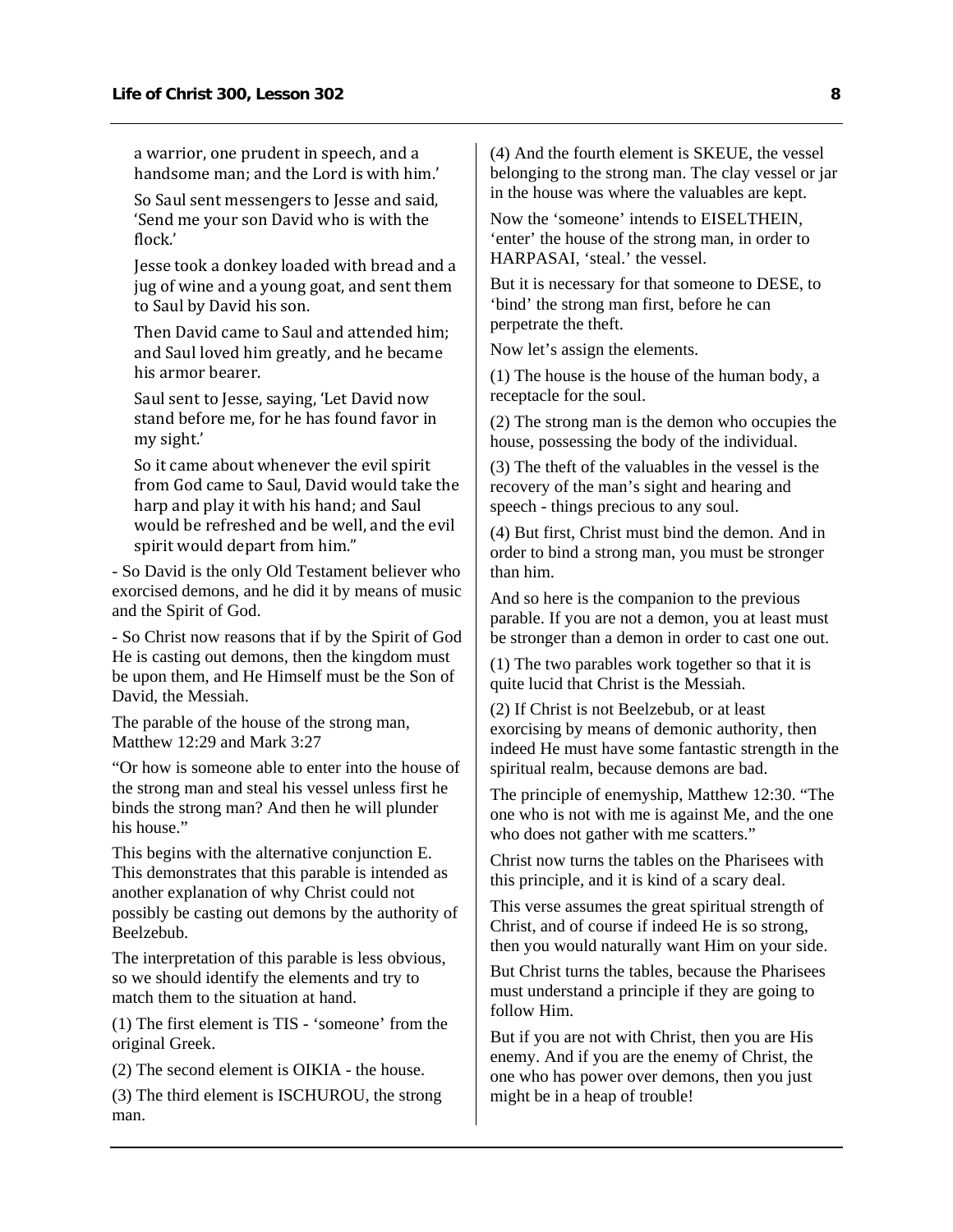a warrior, one prudent in speech, and a handsome man; and the Lord is with him.'

So Saul sent messengers to Jesse and said, 'Send me your son David who is with the flock.'

Jesse took a donkey loaded with bread and a jug of wine and a young goat, and sent them to Saul by David his son.

Then David came to Saul and attended him; and Saul loved him greatly, and he became his armor bearer.

Saul sent to Jesse, saying, 'Let David now stand before me, for he has found favor in my sight.'

So it came about whenever the evil spirit from God came to Saul, David would take the harp and play it with his hand; and Saul would be refreshed and be well, and the evil spirit would depart from him."

- So David is the only Old Testament believer who exorcised demons, and he did it by means of music and the Spirit of God.

- So Christ now reasons that if by the Spirit of God He is casting out demons, then the kingdom must be upon them, and He Himself must be the Son of David, the Messiah.

The parable of the house of the strong man, Matthew 12:29 and Mark 3:27

"Or how is someone able to enter into the house of the strong man and steal his vessel unless first he binds the strong man? And then he will plunder his house."

This begins with the alternative conjunction E. This demonstrates that this parable is intended as another explanation of why Christ could not possibly be casting out demons by the authority of Beelzebub.

The interpretation of this parable is less obvious, so we should identify the elements and try to match them to the situation at hand.

(1) The first element is TIS - 'someone' from the original Greek.

(2) The second element is OIKIA - the house.

(3) The third element is ISCHUROU, the strong man.

(4) And the fourth element is SKEUE, the vessel belonging to the strong man. The clay vessel or jar in the house was where the valuables are kept.

Now the 'someone' intends to EISELTHEIN, 'enter' the house of the strong man, in order to HARPASAI, 'steal.' the vessel.

But it is necessary for that someone to DESE, to 'bind' the strong man first, before he can perpetrate the theft.

Now let's assign the elements.

(1) The house is the house of the human body, a receptacle for the soul.

(2) The strong man is the demon who occupies the house, possessing the body of the individual.

(3) The theft of the valuables in the vessel is the recovery of the man's sight and hearing and speech - things precious to any soul.

(4) But first, Christ must bind the demon. And in order to bind a strong man, you must be stronger than him.

And so here is the companion to the previous parable. If you are not a demon, you at least must be stronger than a demon in order to cast one out.

(1) The two parables work together so that it is quite lucid that Christ is the Messiah.

(2) If Christ is not Beelzebub, or at least exorcising by means of demonic authority, then indeed He must have some fantastic strength in the spiritual realm, because demons are bad.

The principle of enemyship, Matthew 12:30. "The one who is not with me is against Me, and the one who does not gather with me scatters."

Christ now turns the tables on the Pharisees with this principle, and it is kind of a scary deal.

This verse assumes the great spiritual strength of Christ, and of course if indeed He is so strong, then you would naturally want Him on your side.

But Christ turns the tables, because the Pharisees must understand a principle if they are going to follow Him.

But if you are not with Christ, then you are His enemy. And if you are the enemy of Christ, the one who has power over demons, then you just might be in a heap of trouble!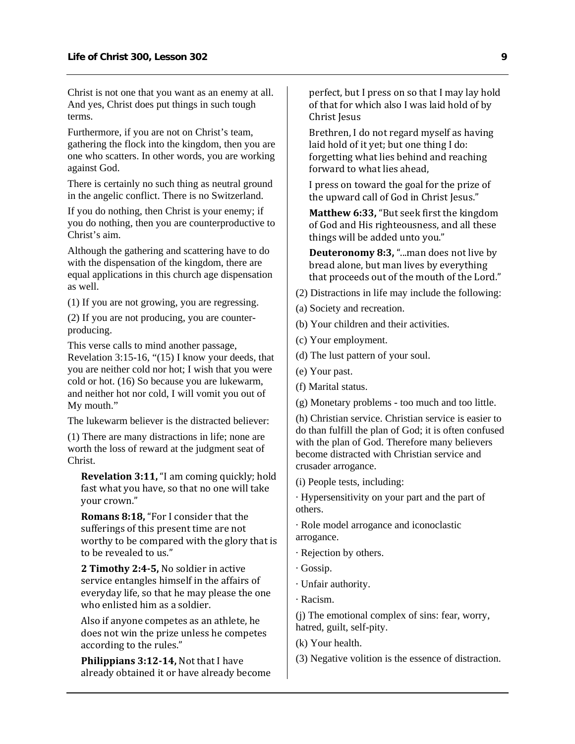Christ is not one that you want as an enemy at all. And yes, Christ does put things in such tough terms.

Furthermore, if you are not on Christ's team, gathering the flock into the kingdom, then you are one who scatters. In other words, you are working against God.

There is certainly no such thing as neutral ground in the angelic conflict. There is no Switzerland.

If you do nothing, then Christ is your enemy; if you do nothing, then you are counterproductive to Christ's aim.

Although the gathering and scattering have to do with the dispensation of the kingdom, there are equal applications in this church age dispensation as well.

(1) If you are not growing, you are regressing.

(2) If you are not producing, you are counter-producing.

This verse calls to mind another passage, Revelation 3:15-16, "(15) I know your deeds, that you are neither cold nor hot; I wish that you were cold or hot. (16) So because you are lukewarm, and neither hot nor cold, I will vomit you out of My mouth."

The lukewarm believer is the distracted believer:

(1) There are many distractions in life; none are worth the loss of reward at the judgment seat of Christ.

> **Revelation 3:11,** "I am coming quickly; hold fast what you have, so that no one will take your crown."
>
> **Romans 8:18,** "For I consider that the sufferings of this present time are not worthy to be compared with the glory that is to be revealed to us."
>
> **2 Timothy 2:4-5,** No soldier in active service entangles himself in the affairs of everyday life, so that he may please the one who enlisted him as a soldier.
>
> Also if anyone competes as an athlete, he does not win the prize unless he competes according to the rules."
>
> **Philippians 3:12-14,** Not that I have already obtained it or have already become perfect, but I press on so that I may lay hold of that for which also I was laid hold of by Christ Jesus
>
> Brethren, I do not regard myself as having laid hold of it yet; but one thing I do: forgetting what lies behind and reaching forward to what lies ahead,
>
> I press on toward the goal for the prize of the upward call of God in Christ Jesus."
>
> **Matthew 6:33,** "But seek first the kingdom of God and His righteousness, and all these things will be added unto you."
>
> **Deuteronomy 8:3,** "...man does not live by bread alone, but man lives by everything that proceeds out of the mouth of the Lord."

(2) Distractions in life may include the following:

(a) Society and recreation.

(b) Your children and their activities.

(c) Your employment.

(d) The lust pattern of your soul.

(e) Your past.

(f) Marital status.

(g) Monetary problems - too much and too little.

(h) Christian service. Christian service is easier to do than fulfill the plan of God; it is often confused with the plan of God. Therefore many believers become distracted with Christian service and crusader arrogance.

(i) People tests, including:

· Hypersensitivity on your part and the part of others.

· Role model arrogance and iconoclastic arrogance.

· Rejection by others.

· Gossip.

· Unfair authority.

· Racism.

(j) The emotional complex of sins: fear, worry, hatred, guilt, self-pity.

(k) Your health.

(3) Negative volition is the essence of distraction.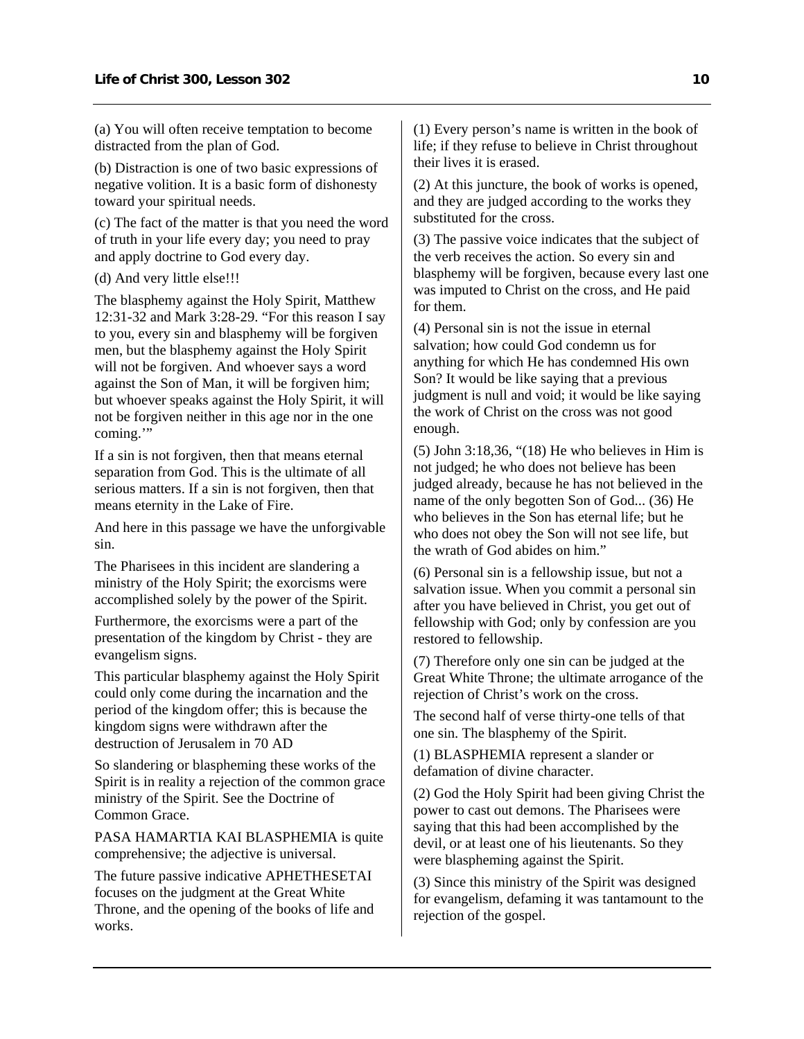(a) You will often receive temptation to become distracted from the plan of God.

(b) Distraction is one of two basic expressions of negative volition. It is a basic form of dishonesty toward your spiritual needs.

(c) The fact of the matter is that you need the word of truth in your life every day; you need to pray and apply doctrine to God every day.

(d) And very little else!!!

The blasphemy against the Holy Spirit, Matthew 12:31-32 and Mark 3:28-29. "For this reason I say to you, every sin and blasphemy will be forgiven men, but the blasphemy against the Holy Spirit will not be forgiven. And whoever says a word against the Son of Man, it will be forgiven him; but whoever speaks against the Holy Spirit, it will not be forgiven neither in this age nor in the one coming.'"

If a sin is not forgiven, then that means eternal separation from God. This is the ultimate of all serious matters. If a sin is not forgiven, then that means eternity in the Lake of Fire.

And here in this passage we have the unforgivable sin.

The Pharisees in this incident are slandering a ministry of the Holy Spirit; the exorcisms were accomplished solely by the power of the Spirit.

Furthermore, the exorcisms were a part of the presentation of the kingdom by Christ - they are evangelism signs.

This particular blasphemy against the Holy Spirit could only come during the incarnation and the period of the kingdom offer; this is because the kingdom signs were withdrawn after the destruction of Jerusalem in 70 AD

So slandering or blaspheming these works of the Spirit is in reality a rejection of the common grace ministry of the Spirit. See the Doctrine of Common Grace.

PASA HAMARTIA KAI BLASPHEMIA is quite comprehensive; the adjective is universal.

The future passive indicative APHETHESETAI focuses on the judgment at the Great White Throne, and the opening of the books of life and works.

(1) Every person's name is written in the book of life; if they refuse to believe in Christ throughout their lives it is erased.

(2) At this juncture, the book of works is opened, and they are judged according to the works they substituted for the cross.

(3) The passive voice indicates that the subject of the verb receives the action. So every sin and blasphemy will be forgiven, because every last one was imputed to Christ on the cross, and He paid for them.

(4) Personal sin is not the issue in eternal salvation; how could God condemn us for anything for which He has condemned His own Son? It would be like saying that a previous judgment is null and void; it would be like saying the work of Christ on the cross was not good enough.

(5) John 3:18,36, "(18) He who believes in Him is not judged; he who does not believe has been judged already, because he has not believed in the name of the only begotten Son of God... (36) He who believes in the Son has eternal life; but he who does not obey the Son will not see life, but the wrath of God abides on him."

(6) Personal sin is a fellowship issue, but not a salvation issue. When you commit a personal sin after you have believed in Christ, you get out of fellowship with God; only by confession are you restored to fellowship.

(7) Therefore only one sin can be judged at the Great White Throne; the ultimate arrogance of the rejection of Christ's work on the cross.

The second half of verse thirty-one tells of that one sin. The blasphemy of the Spirit.

(1) BLASPHEMIA represent a slander or defamation of divine character.

(2) God the Holy Spirit had been giving Christ the power to cast out demons. The Pharisees were saying that this had been accomplished by the devil, or at least one of his lieutenants. So they were blaspheming against the Spirit.

(3) Since this ministry of the Spirit was designed for evangelism, defaming it was tantamount to the rejection of the gospel.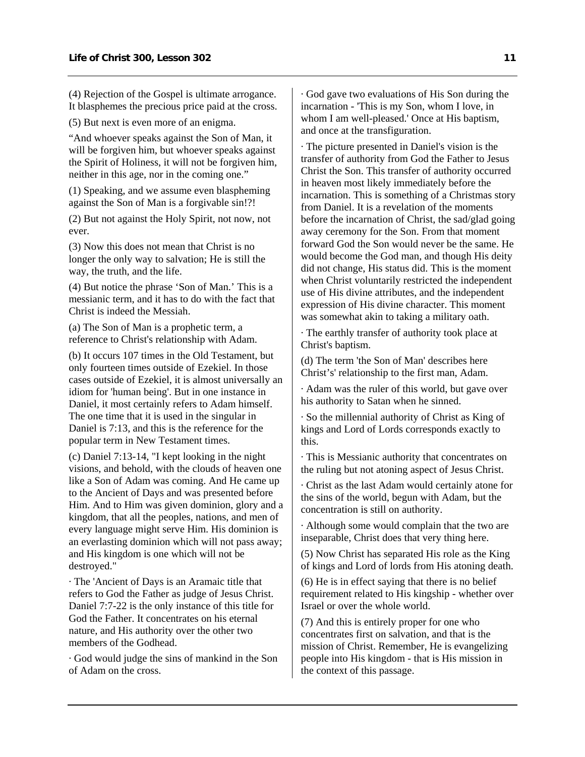(4) Rejection of the Gospel is ultimate arrogance. It blasphemes the precious price paid at the cross.

(5) But next is even more of an enigma.

"And whoever speaks against the Son of Man, it will be forgiven him, but whoever speaks against the Spirit of Holiness, it will not be forgiven him, neither in this age, nor in the coming one."

(1) Speaking, and we assume even blaspheming against the Son of Man is a forgivable sin!?!

(2) But not against the Holy Spirit, not now, not ever.

(3) Now this does not mean that Christ is no longer the only way to salvation; He is still the way, the truth, and the life.

(4) But notice the phrase 'Son of Man.' This is a messianic term, and it has to do with the fact that Christ is indeed the Messiah.

(a) The Son of Man is a prophetic term, a reference to Christ's relationship with Adam.

(b) It occurs 107 times in the Old Testament, but only fourteen times outside of Ezekiel. In those cases outside of Ezekiel, it is almost universally an idiom for 'human being'. But in one instance in Daniel, it most certainly refers to Adam himself. The one time that it is used in the singular in Daniel is 7:13, and this is the reference for the popular term in New Testament times.

(c) Daniel 7:13-14, "I kept looking in the night visions, and behold, with the clouds of heaven one like a Son of Adam was coming. And He came up to the Ancient of Days and was presented before Him. And to Him was given dominion, glory and a kingdom, that all the peoples, nations, and men of every language might serve Him. His dominion is an everlasting dominion which will not pass away; and His kingdom is one which will not be destroyed."

· The 'Ancient of Days is an Aramaic title that refers to God the Father as judge of Jesus Christ. Daniel 7:7-22 is the only instance of this title for God the Father. It concentrates on his eternal nature, and His authority over the other two members of the Godhead.

· God would judge the sins of mankind in the Son of Adam on the cross.

· God gave two evaluations of His Son during the incarnation - 'This is my Son, whom I love, in whom I am well-pleased.' Once at His baptism, and once at the transfiguration.

· The picture presented in Daniel's vision is the transfer of authority from God the Father to Jesus Christ the Son. This transfer of authority occurred in heaven most likely immediately before the incarnation. This is something of a Christmas story from Daniel. It is a revelation of the moments before the incarnation of Christ, the sad/glad going away ceremony for the Son. From that moment forward God the Son would never be the same. He would become the God man, and though His deity did not change, His status did. This is the moment when Christ voluntarily restricted the independent use of His divine attributes, and the independent expression of His divine character. This moment was somewhat akin to taking a military oath.

· The earthly transfer of authority took place at Christ's baptism.

(d) The term 'the Son of Man' describes here Christ's' relationship to the first man, Adam.

· Adam was the ruler of this world, but gave over his authority to Satan when he sinned.

· So the millennial authority of Christ as King of kings and Lord of Lords corresponds exactly to this.

· This is Messianic authority that concentrates on the ruling but not atoning aspect of Jesus Christ.

· Christ as the last Adam would certainly atone for the sins of the world, begun with Adam, but the concentration is still on authority.

· Although some would complain that the two are inseparable, Christ does that very thing here.

(5) Now Christ has separated His role as the King of kings and Lord of lords from His atoning death.

(6) He is in effect saying that there is no belief requirement related to His kingship - whether over Israel or over the whole world.

(7) And this is entirely proper for one who concentrates first on salvation, and that is the mission of Christ. Remember, He is evangelizing people into His kingdom - that is His mission in the context of this passage.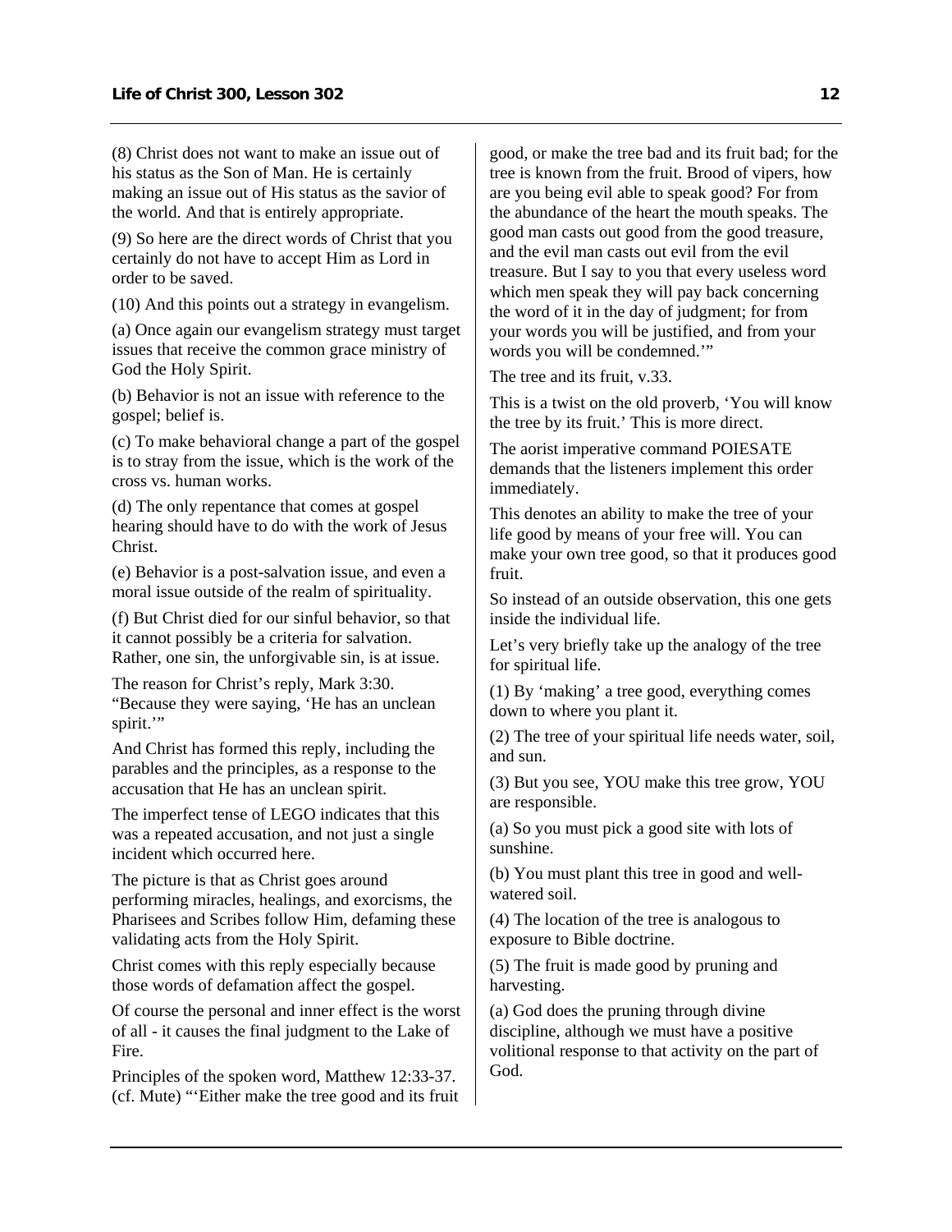(8) Christ does not want to make an issue out of his status as the Son of Man. He is certainly making an issue out of His status as the savior of the world. And that is entirely appropriate.

(9) So here are the direct words of Christ that you certainly do not have to accept Him as Lord in order to be saved.

(10) And this points out a strategy in evangelism.

(a) Once again our evangelism strategy must target issues that receive the common grace ministry of God the Holy Spirit.

(b) Behavior is not an issue with reference to the gospel; belief is.

(c) To make behavioral change a part of the gospel is to stray from the issue, which is the work of the cross vs. human works.

(d) The only repentance that comes at gospel hearing should have to do with the work of Jesus Christ.

(e) Behavior is a post-salvation issue, and even a moral issue outside of the realm of spirituality.

(f) But Christ died for our sinful behavior, so that it cannot possibly be a criteria for salvation. Rather, one sin, the unforgivable sin, is at issue.

The reason for Christ's reply, Mark 3:30. "Because they were saying, 'He has an unclean spirit.'"

And Christ has formed this reply, including the parables and the principles, as a response to the accusation that He has an unclean spirit.

The imperfect tense of LEGO indicates that this was a repeated accusation, and not just a single incident which occurred here.

The picture is that as Christ goes around performing miracles, healings, and exorcisms, the Pharisees and Scribes follow Him, defaming these validating acts from the Holy Spirit.

Christ comes with this reply especially because those words of defamation affect the gospel.

Of course the personal and inner effect is the worst of all - it causes the final judgment to the Lake of Fire.

Principles of the spoken word, Matthew 12:33-37. (cf. Mute) "'Either make the tree good and its fruit good, or make the tree bad and its fruit bad; for the tree is known from the fruit. Brood of vipers, how are you being evil able to speak good? For from the abundance of the heart the mouth speaks. The good man casts out good from the good treasure, and the evil man casts out evil from the evil treasure. But I say to you that every useless word which men speak they will pay back concerning the word of it in the day of judgment; for from your words you will be justified, and from your words you will be condemned.'"

The tree and its fruit, v.33.

This is a twist on the old proverb, 'You will know the tree by its fruit.' This is more direct.

The aorist imperative command POIESATE demands that the listeners implement this order immediately.

This denotes an ability to make the tree of your life good by means of your free will. You can make your own tree good, so that it produces good fruit.

So instead of an outside observation, this one gets inside the individual life.

Let's very briefly take up the analogy of the tree for spiritual life.

(1) By 'making' a tree good, everything comes down to where you plant it.

(2) The tree of your spiritual life needs water, soil, and sun.

(3) But you see, YOU make this tree grow, YOU are responsible.

(a) So you must pick a good site with lots of sunshine.

(b) You must plant this tree in good and well-watered soil.

(4) The location of the tree is analogous to exposure to Bible doctrine.

(5) The fruit is made good by pruning and harvesting.

(a) God does the pruning through divine discipline, although we must have a positive volitional response to that activity on the part of God.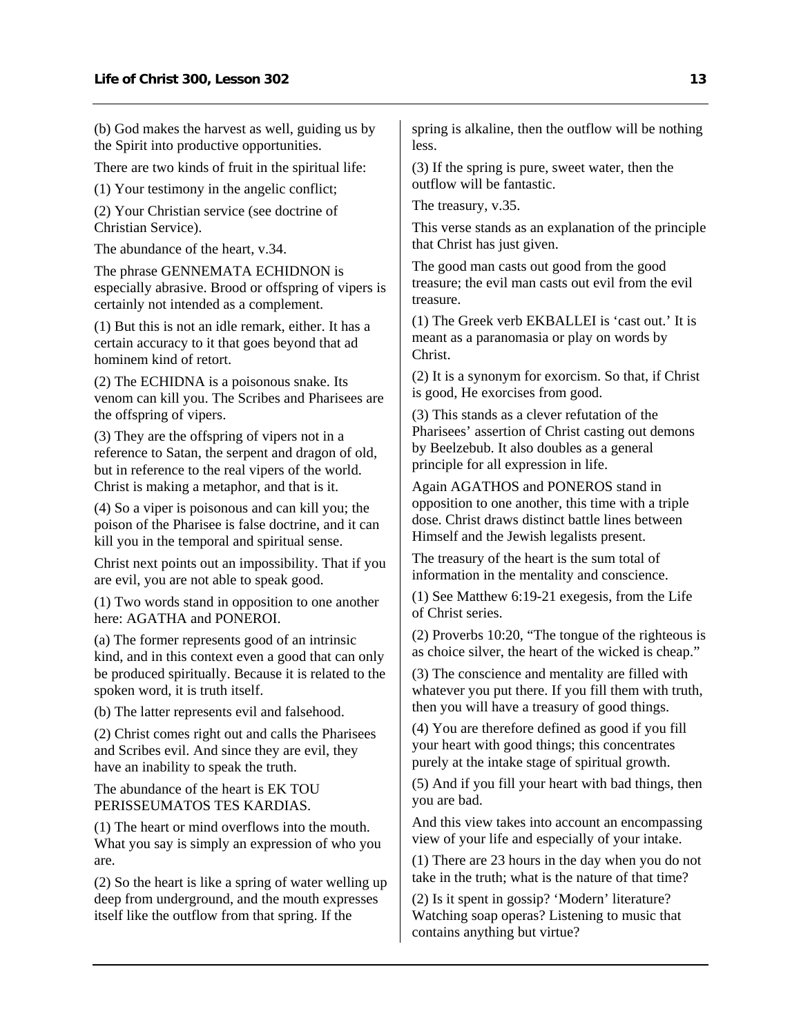(b) God makes the harvest as well, guiding us by the Spirit into productive opportunities.

There are two kinds of fruit in the spiritual life:

(1) Your testimony in the angelic conflict;

(2) Your Christian service (see doctrine of Christian Service).

The abundance of the heart, v.34.

The phrase GENNEMATA ECHIDNON is especially abrasive. Brood or offspring of vipers is certainly not intended as a complement.

(1) But this is not an idle remark, either. It has a certain accuracy to it that goes beyond that ad hominem kind of retort.

(2) The ECHIDNA is a poisonous snake. Its venom can kill you. The Scribes and Pharisees are the offspring of vipers.

(3) They are the offspring of vipers not in a reference to Satan, the serpent and dragon of old, but in reference to the real vipers of the world. Christ is making a metaphor, and that is it.

(4) So a viper is poisonous and can kill you; the poison of the Pharisee is false doctrine, and it can kill you in the temporal and spiritual sense.

Christ next points out an impossibility. That if you are evil, you are not able to speak good.

(1) Two words stand in opposition to one another here: AGATHA and PONEROI.

(a) The former represents good of an intrinsic kind, and in this context even a good that can only be produced spiritually. Because it is related to the spoken word, it is truth itself.

(b) The latter represents evil and falsehood.

(2) Christ comes right out and calls the Pharisees and Scribes evil. And since they are evil, they have an inability to speak the truth.

The abundance of the heart is EK TOU PERISSEUMATOS TES KARDIAS.

(1) The heart or mind overflows into the mouth. What you say is simply an expression of who you are.

(2) So the heart is like a spring of water welling up deep from underground, and the mouth expresses itself like the outflow from that spring. If the spring is alkaline, then the outflow will be nothing less.

(3) If the spring is pure, sweet water, then the outflow will be fantastic.

The treasury, v.35.

This verse stands as an explanation of the principle that Christ has just given.

The good man casts out good from the good treasure; the evil man casts out evil from the evil treasure.

(1) The Greek verb EKBALLEI is 'cast out.' It is meant as a paranomasia or play on words by Christ.

(2) It is a synonym for exorcism. So that, if Christ is good, He exorcises from good.

(3) This stands as a clever refutation of the Pharisees' assertion of Christ casting out demons by Beelzebub. It also doubles as a general principle for all expression in life.

Again AGATHOS and PONEROS stand in opposition to one another, this time with a triple dose. Christ draws distinct battle lines between Himself and the Jewish legalists present.

The treasury of the heart is the sum total of information in the mentality and conscience.

(1) See Matthew 6:19-21 exegesis, from the Life of Christ series.

(2) Proverbs 10:20, "The tongue of the righteous is as choice silver, the heart of the wicked is cheap."

(3) The conscience and mentality are filled with whatever you put there. If you fill them with truth, then you will have a treasury of good things.

(4) You are therefore defined as good if you fill your heart with good things; this concentrates purely at the intake stage of spiritual growth.

(5) And if you fill your heart with bad things, then you are bad.

And this view takes into account an encompassing view of your life and especially of your intake.

(1) There are 23 hours in the day when you do not take in the truth; what is the nature of that time?

(2) Is it spent in gossip? 'Modern' literature? Watching soap operas? Listening to music that contains anything but virtue?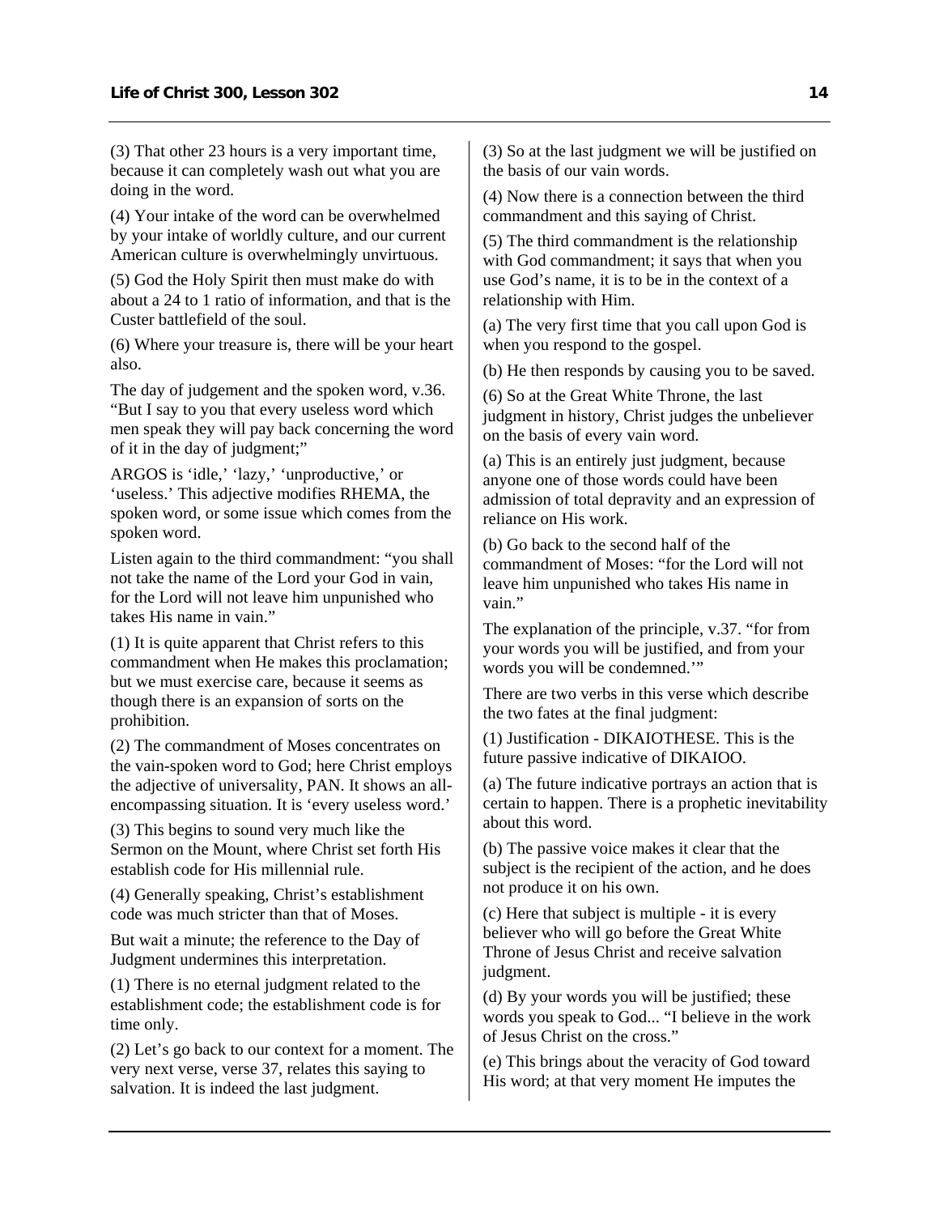(3) That other 23 hours is a very important time, because it can completely wash out what you are doing in the word.

(4) Your intake of the word can be overwhelmed by your intake of worldly culture, and our current American culture is overwhelmingly unvirtuous.

(5) God the Holy Spirit then must make do with about a 24 to 1 ratio of information, and that is the Custer battlefield of the soul.

(6) Where your treasure is, there will be your heart also.

The day of judgement and the spoken word, v.36. "But I say to you that every useless word which men speak they will pay back concerning the word of it in the day of judgment;"

ARGOS is 'idle,' 'lazy,' 'unproductive,' or 'useless.' This adjective modifies RHEMA, the spoken word, or some issue which comes from the spoken word.

Listen again to the third commandment: "you shall not take the name of the Lord your God in vain, for the Lord will not leave him unpunished who takes His name in vain."

(1) It is quite apparent that Christ refers to this commandment when He makes this proclamation; but we must exercise care, because it seems as though there is an expansion of sorts on the prohibition.

(2) The commandment of Moses concentrates on the vain-spoken word to God; here Christ employs the adjective of universality, PAN. It shows an all-encompassing situation. It is 'every useless word.'

(3) This begins to sound very much like the Sermon on the Mount, where Christ set forth His establish code for His millennial rule.

(4) Generally speaking, Christ's establishment code was much stricter than that of Moses.

But wait a minute; the reference to the Day of Judgment undermines this interpretation.

(1) There is no eternal judgment related to the establishment code; the establishment code is for time only.

(2) Let's go back to our context for a moment. The very next verse, verse 37, relates this saying to salvation. It is indeed the last judgment.

(3) So at the last judgment we will be justified on the basis of our vain words.

(4) Now there is a connection between the third commandment and this saying of Christ.

(5) The third commandment is the relationship with God commandment; it says that when you use God's name, it is to be in the context of a relationship with Him.

(a) The very first time that you call upon God is when you respond to the gospel.

(b) He then responds by causing you to be saved.

(6) So at the Great White Throne, the last judgment in history, Christ judges the unbeliever on the basis of every vain word.

(a) This is an entirely just judgment, because anyone one of those words could have been admission of total depravity and an expression of reliance on His work.

(b) Go back to the second half of the commandment of Moses: "for the Lord will not leave him unpunished who takes His name in vain."

The explanation of the principle, v.37. "for from your words you will be justified, and from your words you will be condemned.'"

There are two verbs in this verse which describe the two fates at the final judgment:

(1) Justification - DIKAIOTHESE. This is the future passive indicative of DIKAIOO.

(a) The future indicative portrays an action that is certain to happen. There is a prophetic inevitability about this word.

(b) The passive voice makes it clear that the subject is the recipient of the action, and he does not produce it on his own.

(c) Here that subject is multiple - it is every believer who will go before the Great White Throne of Jesus Christ and receive salvation judgment.

(d) By your words you will be justified; these words you speak to God... "I believe in the work of Jesus Christ on the cross."

(e) This brings about the veracity of God toward His word; at that very moment He imputes the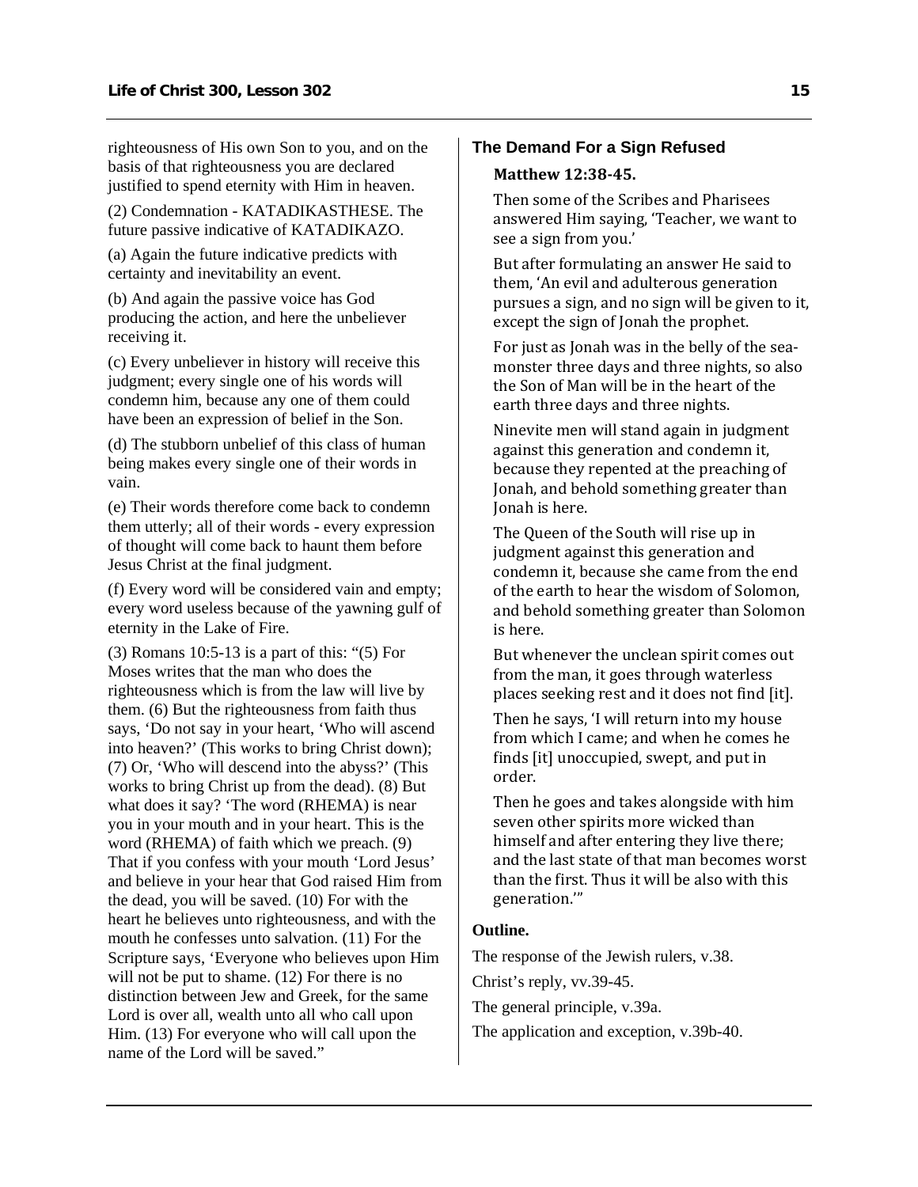righteousness of His own Son to you, and on the basis of that righteousness you are declared justified to spend eternity with Him in heaven.

(2) Condemnation - KATADIKASTHESE. The future passive indicative of KATADIKAZO.

(a) Again the future indicative predicts with certainty and inevitability an event.

(b) And again the passive voice has God producing the action, and here the unbeliever receiving it.

(c) Every unbeliever in history will receive this judgment; every single one of his words will condemn him, because any one of them could have been an expression of belief in the Son.

(d) The stubborn unbelief of this class of human being makes every single one of their words in vain.

(e) Their words therefore come back to condemn them utterly; all of their words - every expression of thought will come back to haunt them before Jesus Christ at the final judgment.

(f) Every word will be considered vain and empty; every word useless because of the yawning gulf of eternity in the Lake of Fire.

(3) Romans 10:5-13 is a part of this: "(5) For Moses writes that the man who does the righteousness which is from the law will live by them. (6) But the righteousness from faith thus says, 'Do not say in your heart, 'Who will ascend into heaven?' (This works to bring Christ down); (7) Or, 'Who will descend into the abyss?' (This works to bring Christ up from the dead). (8) But what does it say? 'The word (RHEMA) is near you in your mouth and in your heart. This is the word (RHEMA) of faith which we preach. (9) That if you confess with your mouth 'Lord Jesus' and believe in your hear that God raised Him from the dead, you will be saved. (10) For with the heart he believes unto righteousness, and with the mouth he confesses unto salvation. (11) For the Scripture says, 'Everyone who believes upon Him will not be put to shame. (12) For there is no distinction between Jew and Greek, for the same Lord is over all, wealth unto all who call upon Him. (13) For everyone who will call upon the name of the Lord will be saved."

### The Demand For a Sign Refused

**Matthew 12:38-45.**

Then some of the Scribes and Pharisees answered Him saying, 'Teacher, we want to see a sign from you.'

But after formulating an answer He said to them, 'An evil and adulterous generation pursues a sign, and no sign will be given to it, except the sign of Jonah the prophet.

For just as Jonah was in the belly of the sea-monster three days and three nights, so also the Son of Man will be in the heart of the earth three days and three nights.

Ninevite men will stand again in judgment against this generation and condemn it, because they repented at the preaching of Jonah, and behold something greater than Jonah is here.

The Queen of the South will rise up in judgment against this generation and condemn it, because she came from the end of the earth to hear the wisdom of Solomon, and behold something greater than Solomon is here.

But whenever the unclean spirit comes out from the man, it goes through waterless places seeking rest and it does not find [it].

Then he says, 'I will return into my house from which I came; and when he comes he finds [it] unoccupied, swept, and put in order.

Then he goes and takes alongside with him seven other spirits more wicked than himself and after entering they live there; and the last state of that man becomes worst than the first. Thus it will be also with this generation.'"

**Outline.**

The response of the Jewish rulers, v.38.

Christ's reply, vv.39-45.

The general principle, v.39a.

The application and exception, v.39b-40.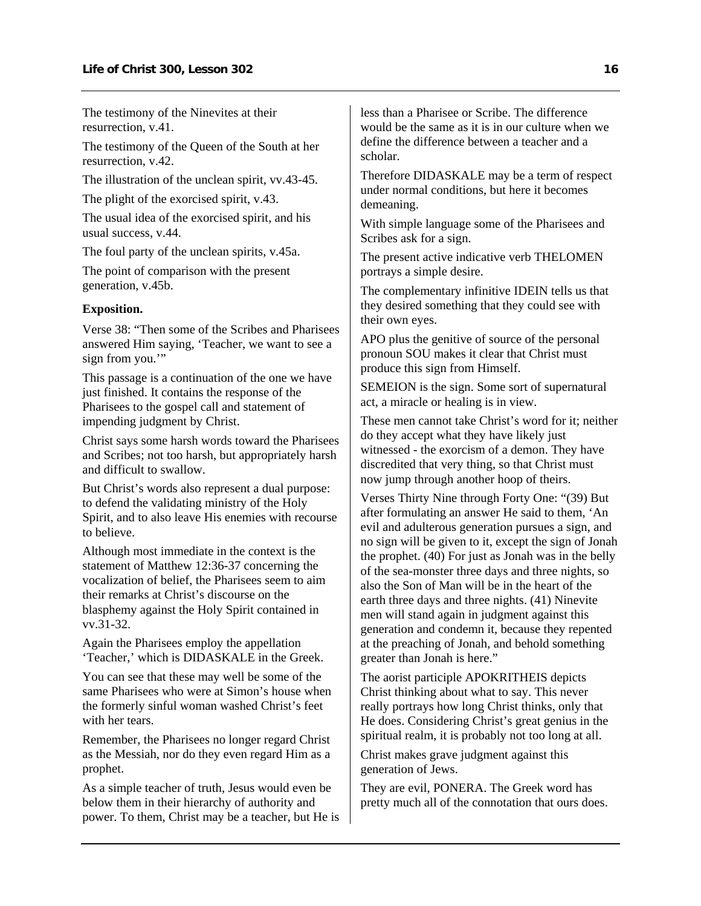The testimony of the Ninevites at their resurrection, v.41.

The testimony of the Queen of the South at her resurrection, v.42.

The illustration of the unclean spirit, vv.43-45.

The plight of the exorcised spirit, v.43.

The usual idea of the exorcised spirit, and his usual success, v.44.

The foul party of the unclean spirits, v.45a.

The point of comparison with the present generation, v.45b.

**Exposition.**

Verse 38: "Then some of the Scribes and Pharisees answered Him saying, 'Teacher, we want to see a sign from you.'"

This passage is a continuation of the one we have just finished. It contains the response of the Pharisees to the gospel call and statement of impending judgment by Christ.

Christ says some harsh words toward the Pharisees and Scribes; not too harsh, but appropriately harsh and difficult to swallow.

But Christ's words also represent a dual purpose: to defend the validating ministry of the Holy Spirit, and to also leave His enemies with recourse to believe.

Although most immediate in the context is the statement of Matthew 12:36-37 concerning the vocalization of belief, the Pharisees seem to aim their remarks at Christ's discourse on the blasphemy against the Holy Spirit contained in vv.31-32.

Again the Pharisees employ the appellation 'Teacher,' which is DIDASKALE in the Greek.

You can see that these may well be some of the same Pharisees who were at Simon's house when the formerly sinful woman washed Christ's feet with her tears.

Remember, the Pharisees no longer regard Christ as the Messiah, nor do they even regard Him as a prophet.

As a simple teacher of truth, Jesus would even be below them in their hierarchy of authority and power. To them, Christ may be a teacher, but He is less than a Pharisee or Scribe. The difference would be the same as it is in our culture when we define the difference between a teacher and a scholar.

Therefore DIDASKALE may be a term of respect under normal conditions, but here it becomes demeaning.

With simple language some of the Pharisees and Scribes ask for a sign.

The present active indicative verb THELOMEN portrays a simple desire.

The complementary infinitive IDEIN tells us that they desired something that they could see with their own eyes.

APO plus the genitive of source of the personal pronoun SOU makes it clear that Christ must produce this sign from Himself.

SEMEION is the sign. Some sort of supernatural act, a miracle or healing is in view.

These men cannot take Christ's word for it; neither do they accept what they have likely just witnessed - the exorcism of a demon. They have discredited that very thing, so that Christ must now jump through another hoop of theirs.

Verses Thirty Nine through Forty One: "(39) But after formulating an answer He said to them, 'An evil and adulterous generation pursues a sign, and no sign will be given to it, except the sign of Jonah the prophet. (40) For just as Jonah was in the belly of the sea-monster three days and three nights, so also the Son of Man will be in the heart of the earth three days and three nights. (41) Ninevite men will stand again in judgment against this generation and condemn it, because they repented at the preaching of Jonah, and behold something greater than Jonah is here."

The aorist participle APOKRITHEIS depicts Christ thinking about what to say. This never really portrays how long Christ thinks, only that He does. Considering Christ's great genius in the spiritual realm, it is probably not too long at all.

Christ makes grave judgment against this generation of Jews.

They are evil, PONERA. The Greek word has pretty much all of the connotation that ours does.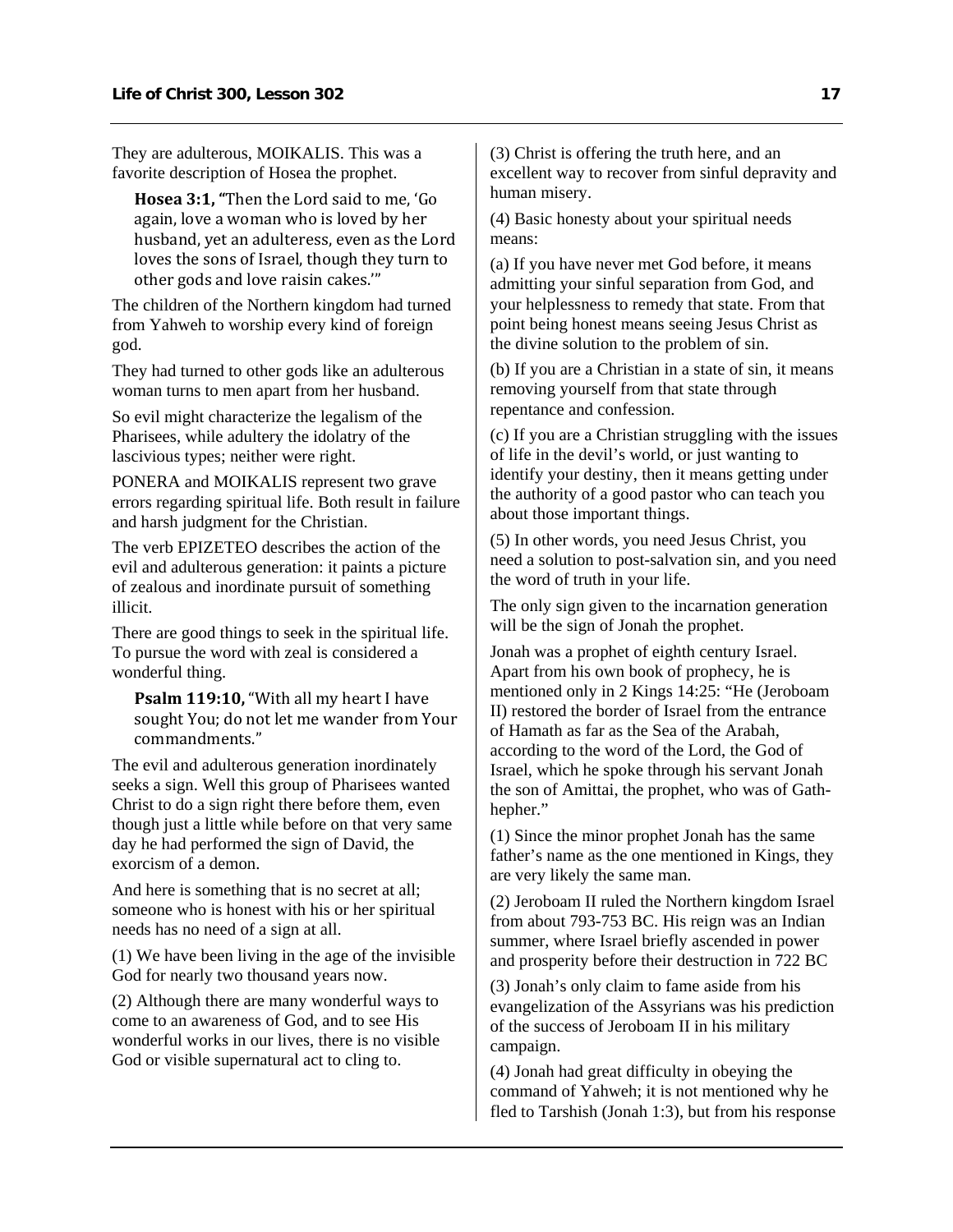They are adulterous, MOIKALIS. This was a favorite description of Hosea the prophet.

> **Hosea 3:1,** "Then the Lord said to me, 'Go again, love a woman who is loved by her husband, yet an adulteress, even as the Lord loves the sons of Israel, though they turn to other gods and love raisin cakes.'"

The children of the Northern kingdom had turned from Yahweh to worship every kind of foreign god.

They had turned to other gods like an adulterous woman turns to men apart from her husband.

So evil might characterize the legalism of the Pharisees, while adultery the idolatry of the lascivious types; neither were right.

PONERA and MOIKALIS represent two grave errors regarding spiritual life. Both result in failure and harsh judgment for the Christian.

The verb EPIZETEO describes the action of the evil and adulterous generation: it paints a picture of zealous and inordinate pursuit of something illicit.

There are good things to seek in the spiritual life. To pursue the word with zeal is considered a wonderful thing.

> **Psalm 119:10,** "With all my heart I have sought You; do not let me wander from Your commandments."

The evil and adulterous generation inordinately seeks a sign. Well this group of Pharisees wanted Christ to do a sign right there before them, even though just a little while before on that very same day he had performed the sign of David, the exorcism of a demon.

And here is something that is no secret at all; someone who is honest with his or her spiritual needs has no need of a sign at all.

(1) We have been living in the age of the invisible God for nearly two thousand years now.

(2) Although there are many wonderful ways to come to an awareness of God, and to see His wonderful works in our lives, there is no visible God or visible supernatural act to cling to.

(3) Christ is offering the truth here, and an excellent way to recover from sinful depravity and human misery.

(4) Basic honesty about your spiritual needs means:

(a) If you have never met God before, it means admitting your sinful separation from God, and your helplessness to remedy that state. From that point being honest means seeing Jesus Christ as the divine solution to the problem of sin.

(b) If you are a Christian in a state of sin, it means removing yourself from that state through repentance and confession.

(c) If you are a Christian struggling with the issues of life in the devil's world, or just wanting to identify your destiny, then it means getting under the authority of a good pastor who can teach you about those important things.

(5) In other words, you need Jesus Christ, you need a solution to post-salvation sin, and you need the word of truth in your life.

The only sign given to the incarnation generation will be the sign of Jonah the prophet.

Jonah was a prophet of eighth century Israel. Apart from his own book of prophecy, he is mentioned only in 2 Kings 14:25: "He (Jeroboam II) restored the border of Israel from the entrance of Hamath as far as the Sea of the Arabah, according to the word of the Lord, the God of Israel, which he spoke through his servant Jonah the son of Amittai, the prophet, who was of Gath-hepher."

(1) Since the minor prophet Jonah has the same father's name as the one mentioned in Kings, they are very likely the same man.

(2) Jeroboam II ruled the Northern kingdom Israel from about 793-753 BC. His reign was an Indian summer, where Israel briefly ascended in power and prosperity before their destruction in 722 BC

(3) Jonah's only claim to fame aside from his evangelization of the Assyrians was his prediction of the success of Jeroboam II in his military campaign.

(4) Jonah had great difficulty in obeying the command of Yahweh; it is not mentioned why he fled to Tarshish (Jonah 1:3), but from his response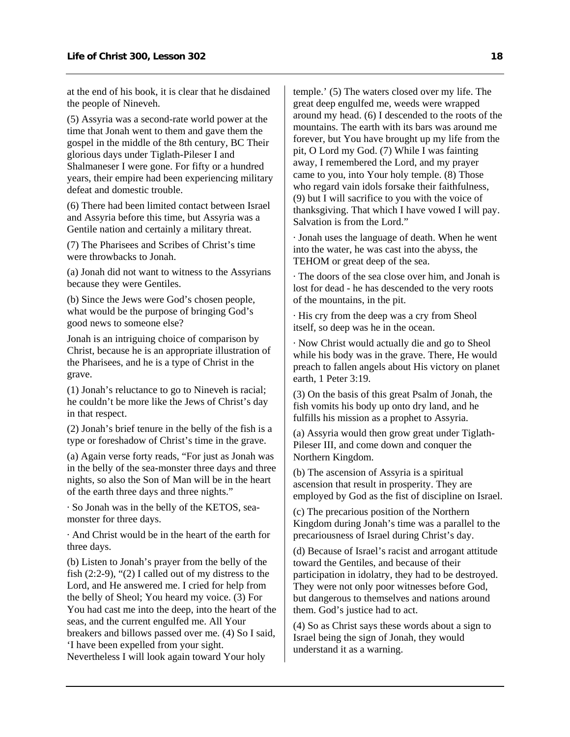at the end of his book, it is clear that he disdained the people of Nineveh.

(5) Assyria was a second-rate world power at the time that Jonah went to them and gave them the gospel in the middle of the 8th century, BC Their glorious days under Tiglath-Pileser I and Shalmaneser I were gone. For fifty or a hundred years, their empire had been experiencing military defeat and domestic trouble.

(6) There had been limited contact between Israel and Assyria before this time, but Assyria was a Gentile nation and certainly a military threat.

(7) The Pharisees and Scribes of Christ's time were throwbacks to Jonah.

(a) Jonah did not want to witness to the Assyrians because they were Gentiles.

(b) Since the Jews were God's chosen people, what would be the purpose of bringing God's good news to someone else?

Jonah is an intriguing choice of comparison by Christ, because he is an appropriate illustration of the Pharisees, and he is a type of Christ in the grave.

(1) Jonah's reluctance to go to Nineveh is racial; he couldn't be more like the Jews of Christ's day in that respect.

(2) Jonah's brief tenure in the belly of the fish is a type or foreshadow of Christ's time in the grave.

(a) Again verse forty reads, "For just as Jonah was in the belly of the sea-monster three days and three nights, so also the Son of Man will be in the heart of the earth three days and three nights."

· So Jonah was in the belly of the KETOS, sea-monster for three days.

· And Christ would be in the heart of the earth for three days.

(b) Listen to Jonah's prayer from the belly of the fish (2:2-9), "(2) I called out of my distress to the Lord, and He answered me. I cried for help from the belly of Sheol; You heard my voice. (3) For You had cast me into the deep, into the heart of the seas, and the current engulfed me. All Your breakers and billows passed over me. (4) So I said, 'I have been expelled from your sight. Nevertheless I will look again toward Your holy temple.' (5) The waters closed over my life. The great deep engulfed me, weeds were wrapped around my head. (6) I descended to the roots of the mountains. The earth with its bars was around me forever, but You have brought up my life from the pit, O Lord my God. (7) While I was fainting away, I remembered the Lord, and my prayer came to you, into Your holy temple. (8) Those who regard vain idols forsake their faithfulness, (9) but I will sacrifice to you with the voice of thanksgiving. That which I have vowed I will pay. Salvation is from the Lord."

· Jonah uses the language of death. When he went into the water, he was cast into the abyss, the TEHOM or great deep of the sea.

· The doors of the sea close over him, and Jonah is lost for dead - he has descended to the very roots of the mountains, in the pit.

· His cry from the deep was a cry from Sheol itself, so deep was he in the ocean.

· Now Christ would actually die and go to Sheol while his body was in the grave. There, He would preach to fallen angels about His victory on planet earth, 1 Peter 3:19.

(3) On the basis of this great Psalm of Jonah, the fish vomits his body up onto dry land, and he fulfills his mission as a prophet to Assyria.

(a) Assyria would then grow great under Tiglath-Pileser III, and come down and conquer the Northern Kingdom.

(b) The ascension of Assyria is a spiritual ascension that result in prosperity. They are employed by God as the fist of discipline on Israel.

(c) The precarious position of the Northern Kingdom during Jonah's time was a parallel to the precariousness of Israel during Christ's day.

(d) Because of Israel's racist and arrogant attitude toward the Gentiles, and because of their participation in idolatry, they had to be destroyed. They were not only poor witnesses before God, but dangerous to themselves and nations around them. God's justice had to act.

(4) So as Christ says these words about a sign to Israel being the sign of Jonah, they would understand it as a warning.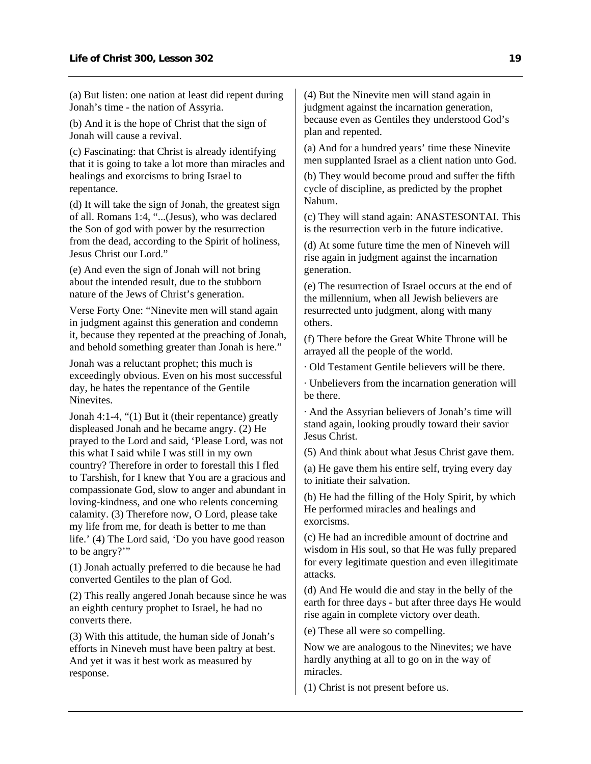(a) But listen: one nation at least did repent during Jonah's time - the nation of Assyria.

(b) And it is the hope of Christ that the sign of Jonah will cause a revival.

(c) Fascinating: that Christ is already identifying that it is going to take a lot more than miracles and healings and exorcisms to bring Israel to repentance.

(d) It will take the sign of Jonah, the greatest sign of all. Romans 1:4, "...(Jesus), who was declared the Son of god with power by the resurrection from the dead, according to the Spirit of holiness, Jesus Christ our Lord."

(e) And even the sign of Jonah will not bring about the intended result, due to the stubborn nature of the Jews of Christ's generation.

Verse Forty One: "Ninevite men will stand again in judgment against this generation and condemn it, because they repented at the preaching of Jonah, and behold something greater than Jonah is here."

Jonah was a reluctant prophet; this much is exceedingly obvious. Even on his most successful day, he hates the repentance of the Gentile Ninevites.

Jonah 4:1-4, "(1) But it (their repentance) greatly displeased Jonah and he became angry. (2) He prayed to the Lord and said, 'Please Lord, was not this what I said while I was still in my own country? Therefore in order to forestall this I fled to Tarshish, for I knew that You are a gracious and compassionate God, slow to anger and abundant in loving-kindness, and one who relents concerning calamity. (3) Therefore now, O Lord, please take my life from me, for death is better to me than life.' (4) The Lord said, 'Do you have good reason to be angry?'"

(1) Jonah actually preferred to die because he had converted Gentiles to the plan of God.

(2) This really angered Jonah because since he was an eighth century prophet to Israel, he had no converts there.

(3) With this attitude, the human side of Jonah's efforts in Nineveh must have been paltry at best. And yet it was it best work as measured by response.

(4) But the Ninevite men will stand again in judgment against the incarnation generation, because even as Gentiles they understood God's plan and repented.

(a) And for a hundred years' time these Ninevite men supplanted Israel as a client nation unto God.

(b) They would become proud and suffer the fifth cycle of discipline, as predicted by the prophet Nahum.

(c) They will stand again: ANASTESONTAI. This is the resurrection verb in the future indicative.

(d) At some future time the men of Nineveh will rise again in judgment against the incarnation generation.

(e) The resurrection of Israel occurs at the end of the millennium, when all Jewish believers are resurrected unto judgment, along with many others.

(f) There before the Great White Throne will be arrayed all the people of the world.

- Old Testament Gentile believers will be there.
- Unbelievers from the incarnation generation will be there.
- And the Assyrian believers of Jonah's time will stand again, looking proudly toward their savior Jesus Christ.

(5) And think about what Jesus Christ gave them.

(a) He gave them his entire self, trying every day to initiate their salvation.

(b) He had the filling of the Holy Spirit, by which He performed miracles and healings and exorcisms.

(c) He had an incredible amount of doctrine and wisdom in His soul, so that He was fully prepared for every legitimate question and even illegitimate attacks.

(d) And He would die and stay in the belly of the earth for three days - but after three days He would rise again in complete victory over death.

(e) These all were so compelling.

Now we are analogous to the Ninevites; we have hardly anything at all to go on in the way of miracles.

(1) Christ is not present before us.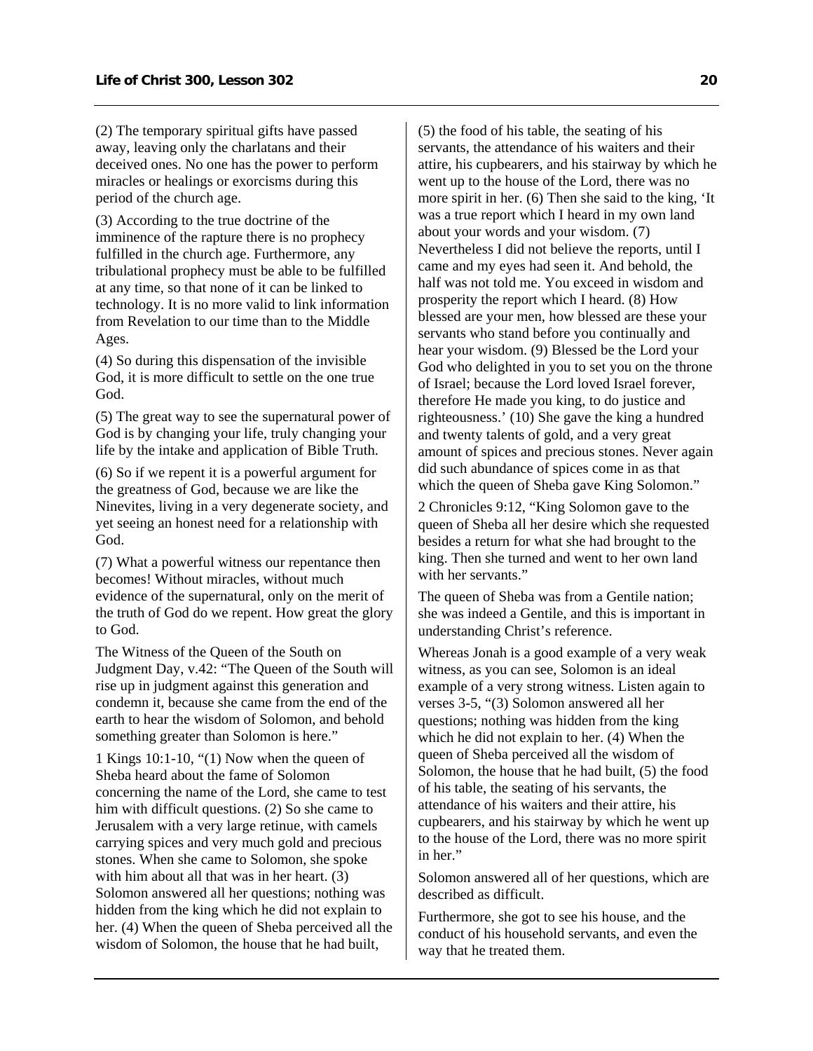(2) The temporary spiritual gifts have passed away, leaving only the charlatans and their deceived ones. No one has the power to perform miracles or healings or exorcisms during this period of the church age.

(3) According to the true doctrine of the imminence of the rapture there is no prophecy fulfilled in the church age. Furthermore, any tribulational prophecy must be able to be fulfilled at any time, so that none of it can be linked to technology. It is no more valid to link information from Revelation to our time than to the Middle Ages.

(4) So during this dispensation of the invisible God, it is more difficult to settle on the one true God.

(5) The great way to see the supernatural power of God is by changing your life, truly changing your life by the intake and application of Bible Truth.

(6) So if we repent it is a powerful argument for the greatness of God, because we are like the Ninevites, living in a very degenerate society, and yet seeing an honest need for a relationship with God.

(7) What a powerful witness our repentance then becomes! Without miracles, without much evidence of the supernatural, only on the merit of the truth of God do we repent. How great the glory to God.

The Witness of the Queen of the South on Judgment Day, v.42: "The Queen of the South will rise up in judgment against this generation and condemn it, because she came from the end of the earth to hear the wisdom of Solomon, and behold something greater than Solomon is here."

1 Kings 10:1-10, "(1) Now when the queen of Sheba heard about the fame of Solomon concerning the name of the Lord, she came to test him with difficult questions. (2) So she came to Jerusalem with a very large retinue, with camels carrying spices and very much gold and precious stones. When she came to Solomon, she spoke with him about all that was in her heart. (3) Solomon answered all her questions; nothing was hidden from the king which he did not explain to her. (4) When the queen of Sheba perceived all the wisdom of Solomon, the house that he had built, (5) the food of his table, the seating of his servants, the attendance of his waiters and their attire, his cupbearers, and his stairway by which he went up to the house of the Lord, there was no more spirit in her. (6) Then she said to the king, 'It was a true report which I heard in my own land about your words and your wisdom. (7) Nevertheless I did not believe the reports, until I came and my eyes had seen it. And behold, the half was not told me. You exceed in wisdom and prosperity the report which I heard. (8) How blessed are your men, how blessed are these your servants who stand before you continually and hear your wisdom. (9) Blessed be the Lord your God who delighted in you to set you on the throne of Israel; because the Lord loved Israel forever, therefore He made you king, to do justice and righteousness.' (10) She gave the king a hundred and twenty talents of gold, and a very great amount of spices and precious stones. Never again did such abundance of spices come in as that which the queen of Sheba gave King Solomon."

2 Chronicles 9:12, "King Solomon gave to the queen of Sheba all her desire which she requested besides a return for what she had brought to the king. Then she turned and went to her own land with her servants."

The queen of Sheba was from a Gentile nation; she was indeed a Gentile, and this is important in understanding Christ's reference.

Whereas Jonah is a good example of a very weak witness, as you can see, Solomon is an ideal example of a very strong witness. Listen again to verses 3-5, "(3) Solomon answered all her questions; nothing was hidden from the king which he did not explain to her. (4) When the queen of Sheba perceived all the wisdom of Solomon, the house that he had built, (5) the food of his table, the seating of his servants, the attendance of his waiters and their attire, his cupbearers, and his stairway by which he went up to the house of the Lord, there was no more spirit in her."

Solomon answered all of her questions, which are described as difficult.

Furthermore, she got to see his house, and the conduct of his household servants, and even the way that he treated them.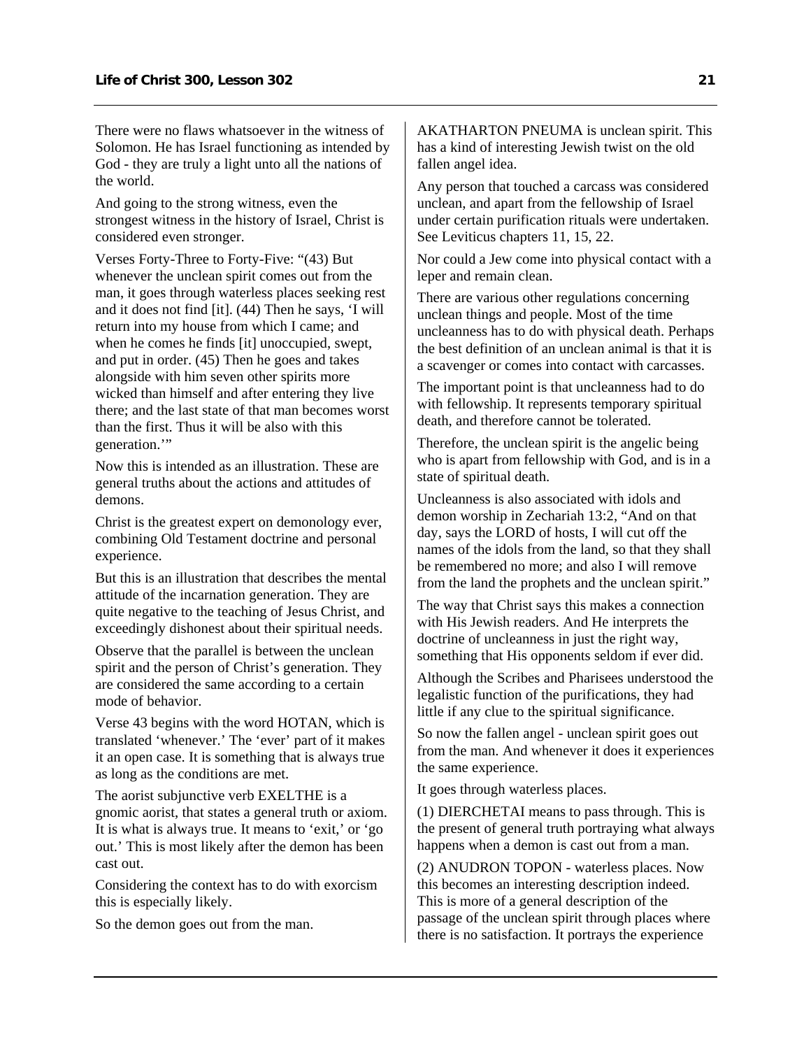There were no flaws whatsoever in the witness of Solomon. He has Israel functioning as intended by God - they are truly a light unto all the nations of the world.

And going to the strong witness, even the strongest witness in the history of Israel, Christ is considered even stronger.

Verses Forty-Three to Forty-Five: "(43) But whenever the unclean spirit comes out from the man, it goes through waterless places seeking rest and it does not find [it]. (44) Then he says, 'I will return into my house from which I came; and when he comes he finds [it] unoccupied, swept, and put in order. (45) Then he goes and takes alongside with him seven other spirits more wicked than himself and after entering they live there; and the last state of that man becomes worst than the first. Thus it will be also with this generation.'"

Now this is intended as an illustration. These are general truths about the actions and attitudes of demons.

Christ is the greatest expert on demonology ever, combining Old Testament doctrine and personal experience.

But this is an illustration that describes the mental attitude of the incarnation generation. They are quite negative to the teaching of Jesus Christ, and exceedingly dishonest about their spiritual needs.

Observe that the parallel is between the unclean spirit and the person of Christ's generation. They are considered the same according to a certain mode of behavior.

Verse 43 begins with the word HOTAN, which is translated 'whenever.' The 'ever' part of it makes it an open case. It is something that is always true as long as the conditions are met.

The aorist subjunctive verb EXELTHE is a gnomic aorist, that states a general truth or axiom. It is what is always true. It means to 'exit,' or 'go out.' This is most likely after the demon has been cast out.

Considering the context has to do with exorcism this is especially likely.

So the demon goes out from the man.

AKATHARTON PNEUMA is unclean spirit. This has a kind of interesting Jewish twist on the old fallen angel idea.

Any person that touched a carcass was considered unclean, and apart from the fellowship of Israel under certain purification rituals were undertaken. See Leviticus chapters 11, 15, 22.

Nor could a Jew come into physical contact with a leper and remain clean.

There are various other regulations concerning unclean things and people. Most of the time uncleanness has to do with physical death. Perhaps the best definition of an unclean animal is that it is a scavenger or comes into contact with carcasses.

The important point is that uncleanness had to do with fellowship. It represents temporary spiritual death, and therefore cannot be tolerated.

Therefore, the unclean spirit is the angelic being who is apart from fellowship with God, and is in a state of spiritual death.

Uncleanness is also associated with idols and demon worship in Zechariah 13:2, "And on that day, says the LORD of hosts, I will cut off the names of the idols from the land, so that they shall be remembered no more; and also I will remove from the land the prophets and the unclean spirit."

The way that Christ says this makes a connection with His Jewish readers. And He interprets the doctrine of uncleanness in just the right way, something that His opponents seldom if ever did.

Although the Scribes and Pharisees understood the legalistic function of the purifications, they had little if any clue to the spiritual significance.

So now the fallen angel - unclean spirit goes out from the man. And whenever it does it experiences the same experience.

It goes through waterless places.

(1) DIERCHETAI means to pass through. This is the present of general truth portraying what always happens when a demon is cast out from a man.

(2) ANUDRON TOPON - waterless places. Now this becomes an interesting description indeed. This is more of a general description of the passage of the unclean spirit through places where there is no satisfaction. It portrays the experience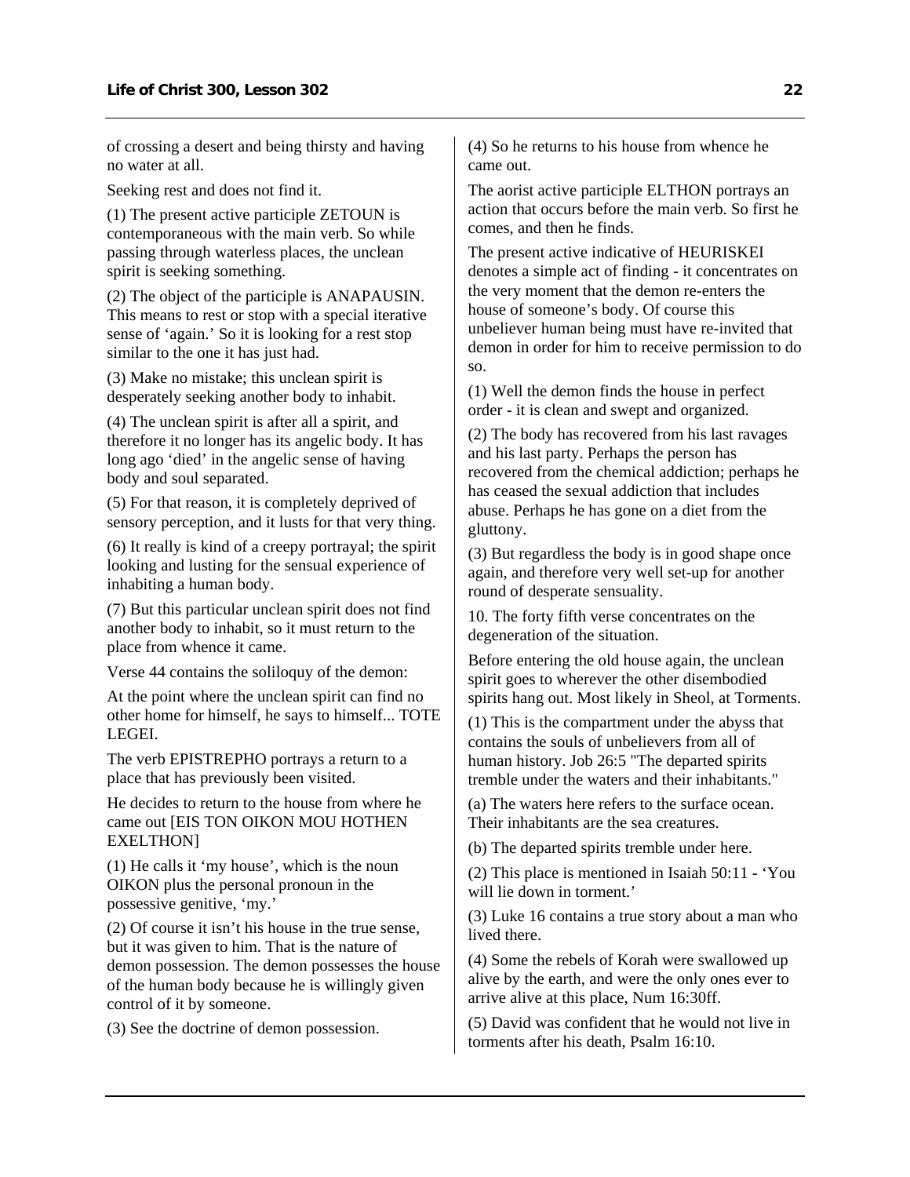of crossing a desert and being thirsty and having no water at all.

Seeking rest and does not find it.

(1) The present active participle ZETOUN is contemporaneous with the main verb. So while passing through waterless places, the unclean spirit is seeking something.

(2) The object of the participle is ANAPAUSIN. This means to rest or stop with a special iterative sense of 'again.' So it is looking for a rest stop similar to the one it has just had.

(3) Make no mistake; this unclean spirit is desperately seeking another body to inhabit.

(4) The unclean spirit is after all a spirit, and therefore it no longer has its angelic body. It has long ago 'died' in the angelic sense of having body and soul separated.

(5) For that reason, it is completely deprived of sensory perception, and it lusts for that very thing.

(6) It really is kind of a creepy portrayal; the spirit looking and lusting for the sensual experience of inhabiting a human body.

(7) But this particular unclean spirit does not find another body to inhabit, so it must return to the place from whence it came.

Verse 44 contains the soliloquy of the demon:

At the point where the unclean spirit can find no other home for himself, he says to himself... TOTE LEGEI.

The verb EPISTREPHO portrays a return to a place that has previously been visited.

He decides to return to the house from where he came out [EIS TON OIKON MOU HOTHEN EXELTHON]

(1) He calls it 'my house', which is the noun OIKON plus the personal pronoun in the possessive genitive, 'my.'

(2) Of course it isn't his house in the true sense, but it was given to him. That is the nature of demon possession. The demon possesses the house of the human body because he is willingly given control of it by someone.

(3) See the doctrine of demon possession.

(4) So he returns to his house from whence he came out.

The aorist active participle ELTHON portrays an action that occurs before the main verb. So first he comes, and then he finds.

The present active indicative of HEURISKEI denotes a simple act of finding - it concentrates on the very moment that the demon re-enters the house of someone's body. Of course this unbeliever human being must have re-invited that demon in order for him to receive permission to do so.

(1) Well the demon finds the house in perfect order - it is clean and swept and organized.

(2) The body has recovered from his last ravages and his last party. Perhaps the person has recovered from the chemical addiction; perhaps he has ceased the sexual addiction that includes abuse. Perhaps he has gone on a diet from the gluttony.

(3) But regardless the body is in good shape once again, and therefore very well set-up for another round of desperate sensuality.

10. The forty fifth verse concentrates on the degeneration of the situation.

Before entering the old house again, the unclean spirit goes to wherever the other disembodied spirits hang out. Most likely in Sheol, at Torments.

(1) This is the compartment under the abyss that contains the souls of unbelievers from all of human history. Job 26:5 "The departed spirits tremble under the waters and their inhabitants."

(a) The waters here refers to the surface ocean. Their inhabitants are the sea creatures.

(b) The departed spirits tremble under here.

(2) This place is mentioned in Isaiah 50:11 - 'You will lie down in torment.'

(3) Luke 16 contains a true story about a man who lived there.

(4) Some the rebels of Korah were swallowed up alive by the earth, and were the only ones ever to arrive alive at this place, Num 16:30ff.

(5) David was confident that he would not live in torments after his death, Psalm 16:10.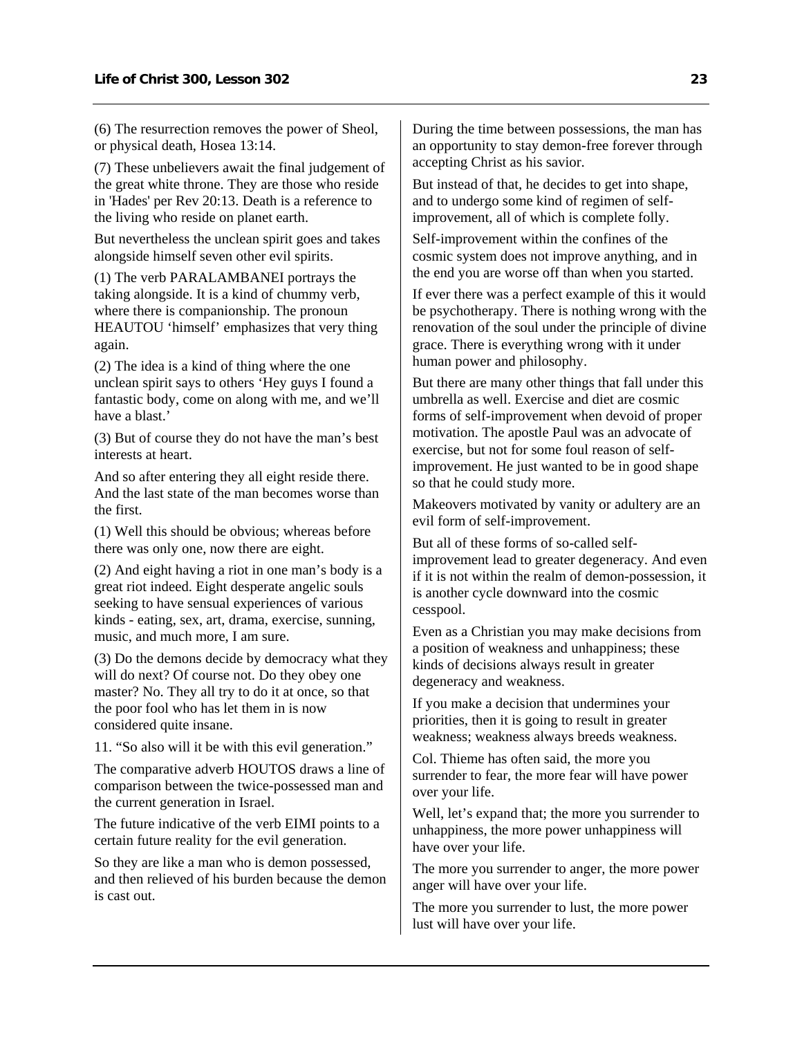(6) The resurrection removes the power of Sheol, or physical death, Hosea 13:14.

(7) These unbelievers await the final judgement of the great white throne. They are those who reside in 'Hades' per Rev 20:13. Death is a reference to the living who reside on planet earth.

But nevertheless the unclean spirit goes and takes alongside himself seven other evil spirits.

(1) The verb PARALAMBANEI portrays the taking alongside. It is a kind of chummy verb, where there is companionship. The pronoun HEAUTOU 'himself' emphasizes that very thing again.

(2) The idea is a kind of thing where the one unclean spirit says to others 'Hey guys I found a fantastic body, come on along with me, and we'll have a blast.'

(3) But of course they do not have the man's best interests at heart.

And so after entering they all eight reside there. And the last state of the man becomes worse than the first.

(1) Well this should be obvious; whereas before there was only one, now there are eight.

(2) And eight having a riot in one man's body is a great riot indeed. Eight desperate angelic souls seeking to have sensual experiences of various kinds - eating, sex, art, drama, exercise, sunning, music, and much more, I am sure.

(3) Do the demons decide by democracy what they will do next? Of course not. Do they obey one master? No. They all try to do it at once, so that the poor fool who has let them in is now considered quite insane.

11. "So also will it be with this evil generation."

The comparative adverb HOUTOS draws a line of comparison between the twice-possessed man and the current generation in Israel.

The future indicative of the verb EIMI points to a certain future reality for the evil generation.

So they are like a man who is demon possessed, and then relieved of his burden because the demon is cast out.

During the time between possessions, the man has an opportunity to stay demon-free forever through accepting Christ as his savior.

But instead of that, he decides to get into shape, and to undergo some kind of regimen of self-improvement, all of which is complete folly.

Self-improvement within the confines of the cosmic system does not improve anything, and in the end you are worse off than when you started.

If ever there was a perfect example of this it would be psychotherapy. There is nothing wrong with the renovation of the soul under the principle of divine grace. There is everything wrong with it under human power and philosophy.

But there are many other things that fall under this umbrella as well. Exercise and diet are cosmic forms of self-improvement when devoid of proper motivation. The apostle Paul was an advocate of exercise, but not for some foul reason of self-improvement. He just wanted to be in good shape so that he could study more.

Makeovers motivated by vanity or adultery are an evil form of self-improvement.

But all of these forms of so-called self-improvement lead to greater degeneracy. And even if it is not within the realm of demon-possession, it is another cycle downward into the cosmic cesspool.

Even as a Christian you may make decisions from a position of weakness and unhappiness; these kinds of decisions always result in greater degeneracy and weakness.

If you make a decision that undermines your priorities, then it is going to result in greater weakness; weakness always breeds weakness.

Col. Thieme has often said, the more you surrender to fear, the more fear will have power over your life.

Well, let's expand that; the more you surrender to unhappiness, the more power unhappiness will have over your life.

The more you surrender to anger, the more power anger will have over your life.

The more you surrender to lust, the more power lust will have over your life.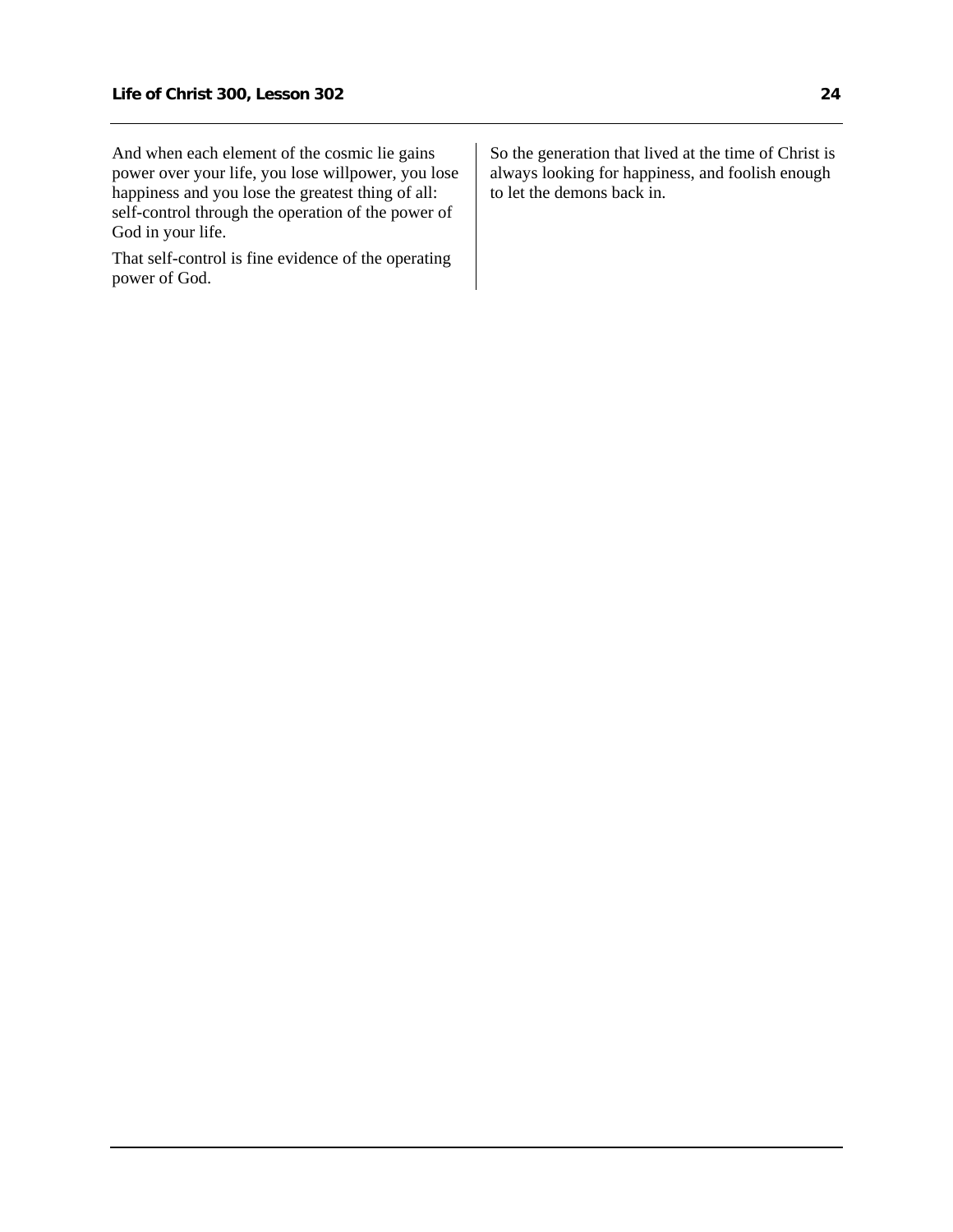And when each element of the cosmic lie gains power over your life, you lose willpower, you lose happiness and you lose the greatest thing of all: self-control through the operation of the power of God in your life.

That self-control is fine evidence of the operating power of God.

So the generation that lived at the time of Christ is always looking for happiness, and foolish enough to let the demons back in.